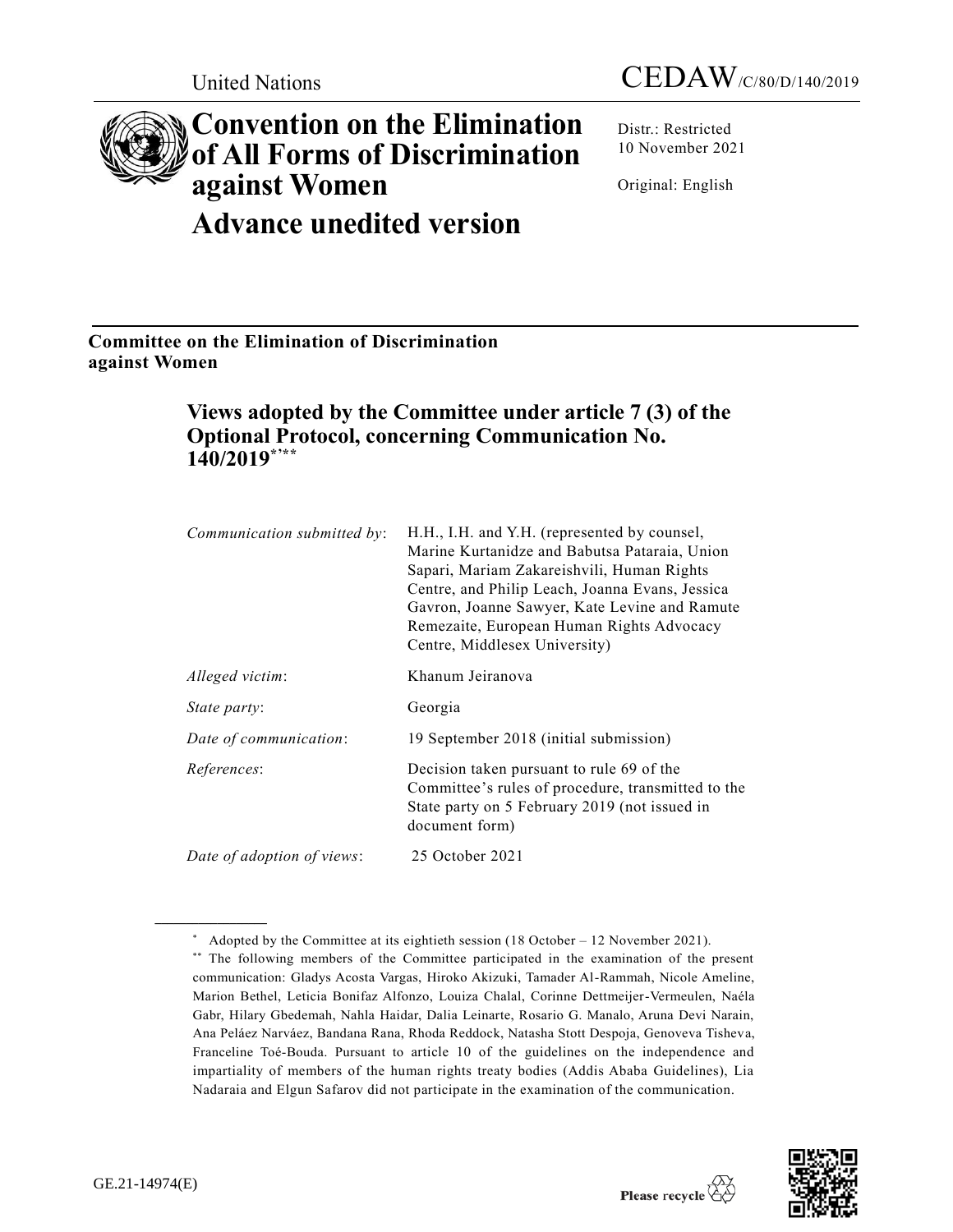United Nations

CEDAW/C/80/D/140/2019

# Convention on the Elimination of All Forms of Discrimination against Women

# Advance unedited version

Distr.: Restricted
10 November 2021

Original: English

**Committee on the Elimination of Discrimination against Women**

## Views adopted by the Committee under article 7 (3) of the Optional Protocol, concerning Communication No. 140/2019[*,**]

| | |
|---|---|
| *Communication submitted by*: | H.H., I.H. and Y.H. (represented by counsel, Marine Kurtanidze and Babutsa Pataraia, Union Sapari, Mariam Zakareishvili, Human Rights Centre, and Philip Leach, Joanna Evans, Jessica Gavron, Joanne Sawyer, Kate Levine and Ramute Remezaite, European Human Rights Advocacy Centre, Middlesex University) |
| *Alleged victim*: | Khanum Jeiranova |
| *State party*: | Georgia |
| *Date of communication*: | 19 September 2018 (initial submission) |
| *References*: | Decision taken pursuant to rule 69 of the Committee's rules of procedure, transmitted to the State party on 5 February 2019 (not issued in document form) |
| *Date of adoption of views*: | 25 October 2021 |

[*] Adopted by the Committee at its eightieth session (18 October – 12 November 2021).

[**] The following members of the Committee participated in the examination of the present communication: Gladys Acosta Vargas, Hiroko Akizuki, Tamader Al-Rammah, Nicole Ameline, Marion Bethel, Leticia Bonifaz Alfonzo, Louiza Chalal, Corinne Dettmeijer-Vermeulen, Naéla Gabr, Hilary Gbedemah, Nahla Haidar, Dalia Leinarte, Rosario G. Manalo, Aruna Devi Narain, Ana Peláez Narváez, Bandana Rana, Rhoda Reddock, Natasha Stott Despoja, Genoveva Tisheva, Franceline Toé-Bouda. Pursuant to article 10 of the guidelines on the independence and impartiality of members of the human rights treaty bodies (Addis Ababa Guidelines), Lia Nadaraia and Elgun Safarov did not participate in the examination of the communication.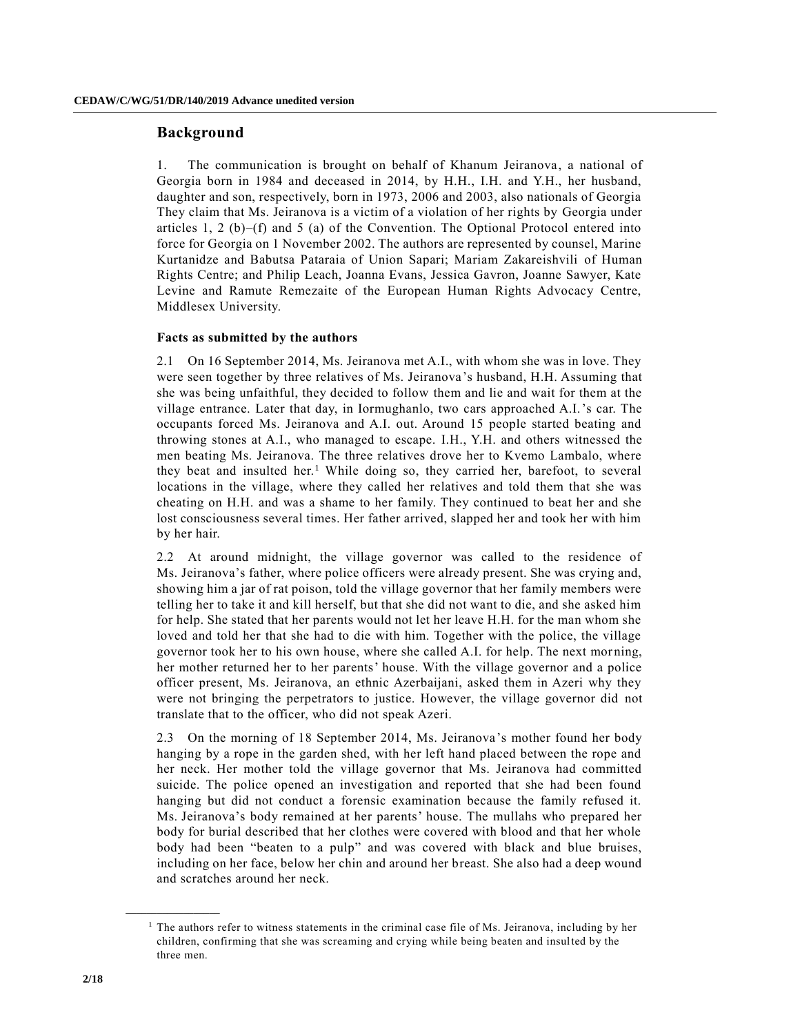## Background

1. The communication is brought on behalf of Khanum Jeiranova, a national of Georgia born in 1984 and deceased in 2014, by H.H., I.H. and Y.H., her husband, daughter and son, respectively, born in 1973, 2006 and 2003, also nationals of Georgia They claim that Ms. Jeiranova is a victim of a violation of her rights by Georgia under articles 1, 2 (b)–(f) and 5 (a) of the Convention. The Optional Protocol entered into force for Georgia on 1 November 2002. The authors are represented by counsel, Marine Kurtanidze and Babutsa Pataraia of Union Sapari; Mariam Zakareishvili of Human Rights Centre; and Philip Leach, Joanna Evans, Jessica Gavron, Joanne Sawyer, Kate Levine and Ramute Remezaite of the European Human Rights Advocacy Centre, Middlesex University.

### Facts as submitted by the authors

2.1 On 16 September 2014, Ms. Jeiranova met A.I., with whom she was in love. They were seen together by three relatives of Ms. Jeiranova's husband, H.H. Assuming that she was being unfaithful, they decided to follow them and lie and wait for them at the village entrance. Later that day, in Iormughanlo, two cars approached A.I.'s car. The occupants forced Ms. Jeiranova and A.I. out. Around 15 people started beating and throwing stones at A.I., who managed to escape. I.H., Y.H. and others witnessed the men beating Ms. Jeiranova. The three relatives drove her to Kvemo Lambalo, where they beat and insulted her.[1] While doing so, they carried her, barefoot, to several locations in the village, where they called her relatives and told them that she was cheating on H.H. and was a shame to her family. They continued to beat her and she lost consciousness several times. Her father arrived, slapped her and took her with him by her hair.

2.2 At around midnight, the village governor was called to the residence of Ms. Jeiranova's father, where police officers were already present. She was crying and, showing him a jar of rat poison, told the village governor that her family members were telling her to take it and kill herself, but that she did not want to die, and she asked him for help. She stated that her parents would not let her leave H.H. for the man whom she loved and told her that she had to die with him. Together with the police, the village governor took her to his own house, where she called A.I. for help. The next morning, her mother returned her to her parents' house. With the village governor and a police officer present, Ms. Jeiranova, an ethnic Azerbaijani, asked them in Azeri why they were not bringing the perpetrators to justice. However, the village governor did not translate that to the officer, who did not speak Azeri.

2.3 On the morning of 18 September 2014, Ms. Jeiranova's mother found her body hanging by a rope in the garden shed, with her left hand placed between the rope and her neck. Her mother told the village governor that Ms. Jeiranova had committed suicide. The police opened an investigation and reported that she had been found hanging but did not conduct a forensic examination because the family refused it. Ms. Jeiranova's body remained at her parents' house. The mullahs who prepared her body for burial described that her clothes were covered with blood and that her whole body had been "beaten to a pulp" and was covered with black and blue bruises, including on her face, below her chin and around her breast. She also had a deep wound and scratches around her neck.

[1] The authors refer to witness statements in the criminal case file of Ms. Jeiranova, including by her children, confirming that she was screaming and crying while being beaten and insulted by the three men.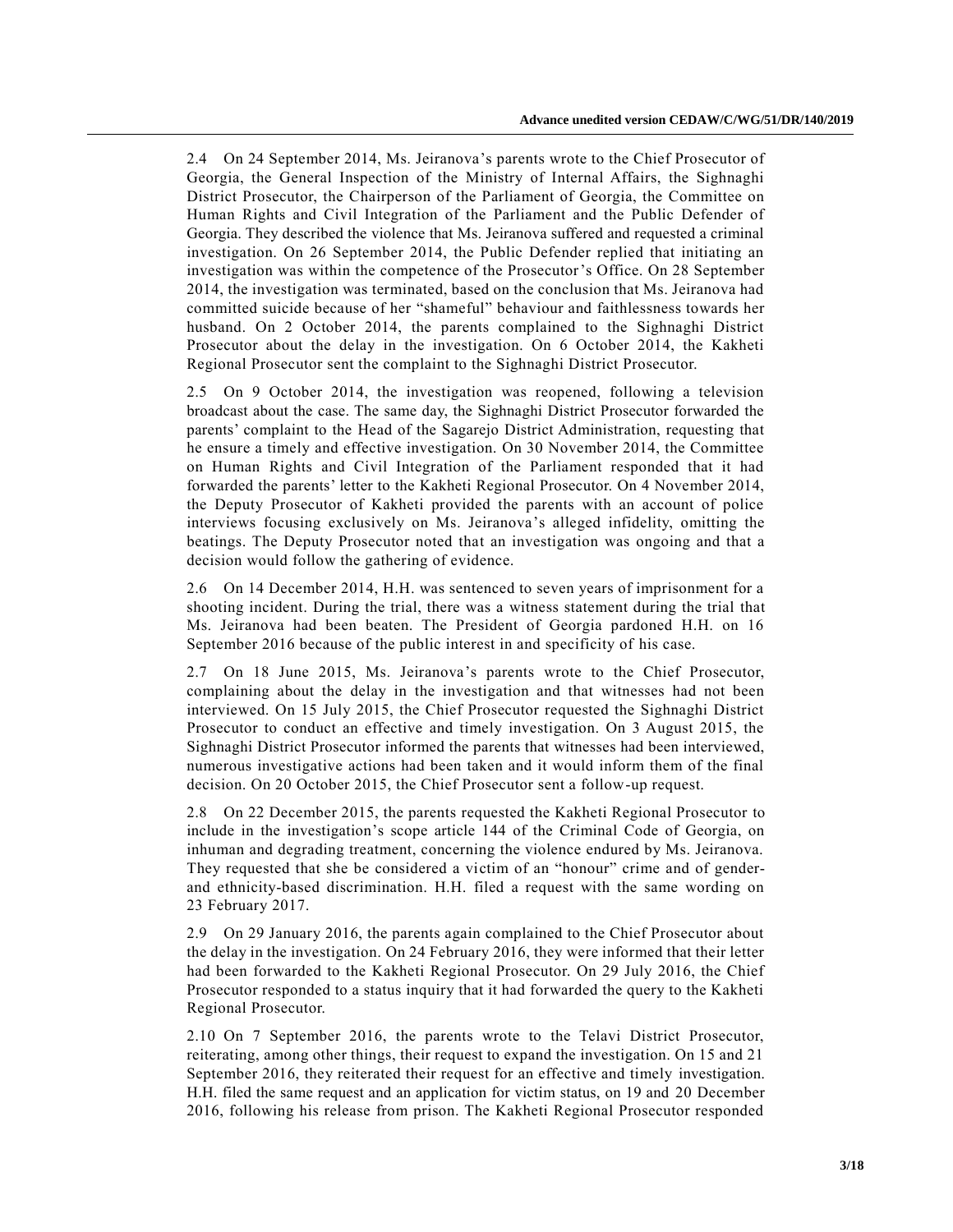2.4 On 24 September 2014, Ms. Jeiranova's parents wrote to the Chief Prosecutor of Georgia, the General Inspection of the Ministry of Internal Affairs, the Sighnaghi District Prosecutor, the Chairperson of the Parliament of Georgia, the Committee on Human Rights and Civil Integration of the Parliament and the Public Defender of Georgia. They described the violence that Ms. Jeiranova suffered and requested a criminal investigation. On 26 September 2014, the Public Defender replied that initiating an investigation was within the competence of the Prosecutor's Office. On 28 September 2014, the investigation was terminated, based on the conclusion that Ms. Jeiranova had committed suicide because of her "shameful" behaviour and faithlessness towards her husband. On 2 October 2014, the parents complained to the Sighnaghi District Prosecutor about the delay in the investigation. On 6 October 2014, the Kakheti Regional Prosecutor sent the complaint to the Sighnaghi District Prosecutor.

2.5 On 9 October 2014, the investigation was reopened, following a television broadcast about the case. The same day, the Sighnaghi District Prosecutor forwarded the parents' complaint to the Head of the Sagarejo District Administration, requesting that he ensure a timely and effective investigation. On 30 November 2014, the Committee on Human Rights and Civil Integration of the Parliament responded that it had forwarded the parents' letter to the Kakheti Regional Prosecutor. On 4 November 2014, the Deputy Prosecutor of Kakheti provided the parents with an account of police interviews focusing exclusively on Ms. Jeiranova's alleged infidelity, omitting the beatings. The Deputy Prosecutor noted that an investigation was ongoing and that a decision would follow the gathering of evidence.

2.6 On 14 December 2014, H.H. was sentenced to seven years of imprisonment for a shooting incident. During the trial, there was a witness statement during the trial that Ms. Jeiranova had been beaten. The President of Georgia pardoned H.H. on 16 September 2016 because of the public interest in and specificity of his case.

2.7 On 18 June 2015, Ms. Jeiranova's parents wrote to the Chief Prosecutor, complaining about the delay in the investigation and that witnesses had not been interviewed. On 15 July 2015, the Chief Prosecutor requested the Sighnaghi District Prosecutor to conduct an effective and timely investigation. On 3 August 2015, the Sighnaghi District Prosecutor informed the parents that witnesses had been interviewed, numerous investigative actions had been taken and it would inform them of the final decision. On 20 October 2015, the Chief Prosecutor sent a follow-up request.

2.8 On 22 December 2015, the parents requested the Kakheti Regional Prosecutor to include in the investigation's scope article 144 of the Criminal Code of Georgia, on inhuman and degrading treatment, concerning the violence endured by Ms. Jeiranova. They requested that she be considered a victim of an "honour" crime and of gender- and ethnicity-based discrimination. H.H. filed a request with the same wording on 23 February 2017.

2.9 On 29 January 2016, the parents again complained to the Chief Prosecutor about the delay in the investigation. On 24 February 2016, they were informed that their letter had been forwarded to the Kakheti Regional Prosecutor. On 29 July 2016, the Chief Prosecutor responded to a status inquiry that it had forwarded the query to the Kakheti Regional Prosecutor.

2.10 On 7 September 2016, the parents wrote to the Telavi District Prosecutor, reiterating, among other things, their request to expand the investigation. On 15 and 21 September 2016, they reiterated their request for an effective and timely investigation. H.H. filed the same request and an application for victim status, on 19 and 20 December 2016, following his release from prison. The Kakheti Regional Prosecutor responded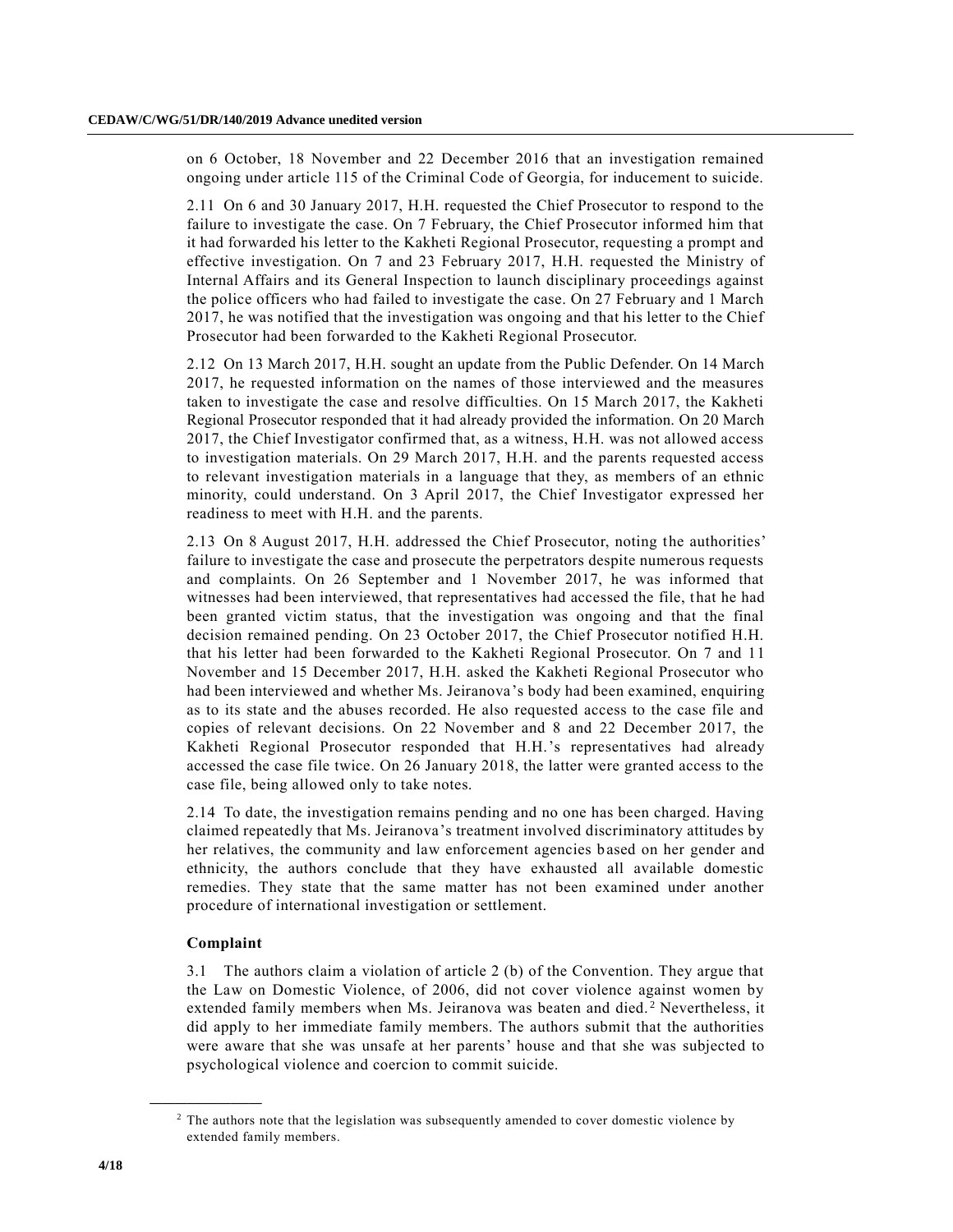on 6 October, 18 November and 22 December 2016 that an investigation remained ongoing under article 115 of the Criminal Code of Georgia, for inducement to suicide.

2.11 On 6 and 30 January 2017, H.H. requested the Chief Prosecutor to respond to the failure to investigate the case. On 7 February, the Chief Prosecutor informed him that it had forwarded his letter to the Kakheti Regional Prosecutor, requesting a prompt and effective investigation. On 7 and 23 February 2017, H.H. requested the Ministry of Internal Affairs and its General Inspection to launch disciplinary proceedings against the police officers who had failed to investigate the case. On 27 February and 1 March 2017, he was notified that the investigation was ongoing and that his letter to the Chief Prosecutor had been forwarded to the Kakheti Regional Prosecutor.

2.12 On 13 March 2017, H.H. sought an update from the Public Defender. On 14 March 2017, he requested information on the names of those interviewed and the measures taken to investigate the case and resolve difficulties. On 15 March 2017, the Kakheti Regional Prosecutor responded that it had already provided the information. On 20 March 2017, the Chief Investigator confirmed that, as a witness, H.H. was not allowed access to investigation materials. On 29 March 2017, H.H. and the parents requested access to relevant investigation materials in a language that they, as members of an ethnic minority, could understand. On 3 April 2017, the Chief Investigator expressed her readiness to meet with H.H. and the parents.

2.13 On 8 August 2017, H.H. addressed the Chief Prosecutor, noting the authorities' failure to investigate the case and prosecute the perpetrators despite numerous requests and complaints. On 26 September and 1 November 2017, he was informed that witnesses had been interviewed, that representatives had accessed the file, that he had been granted victim status, that the investigation was ongoing and that the final decision remained pending. On 23 October 2017, the Chief Prosecutor notified H.H. that his letter had been forwarded to the Kakheti Regional Prosecutor. On 7 and 11 November and 15 December 2017, H.H. asked the Kakheti Regional Prosecutor who had been interviewed and whether Ms. Jeiranova's body had been examined, enquiring as to its state and the abuses recorded. He also requested access to the case file and copies of relevant decisions. On 22 November and 8 and 22 December 2017, the Kakheti Regional Prosecutor responded that H.H.'s representatives had already accessed the case file twice. On 26 January 2018, the latter were granted access to the case file, being allowed only to take notes.

2.14 To date, the investigation remains pending and no one has been charged. Having claimed repeatedly that Ms. Jeiranova's treatment involved discriminatory attitudes by her relatives, the community and law enforcement agencies based on her gender and ethnicity, the authors conclude that they have exhausted all available domestic remedies. They state that the same matter has not been examined under another procedure of international investigation or settlement.

### Complaint

3.1 The authors claim a violation of article 2 (b) of the Convention. They argue that the Law on Domestic Violence, of 2006, did not cover violence against women by extended family members when Ms. Jeiranova was beaten and died.[2] Nevertheless, it did apply to her immediate family members. The authors submit that the authorities were aware that she was unsafe at her parents' house and that she was subjected to psychological violence and coercion to commit suicide.

[2] The authors note that the legislation was subsequently amended to cover domestic violence by extended family members.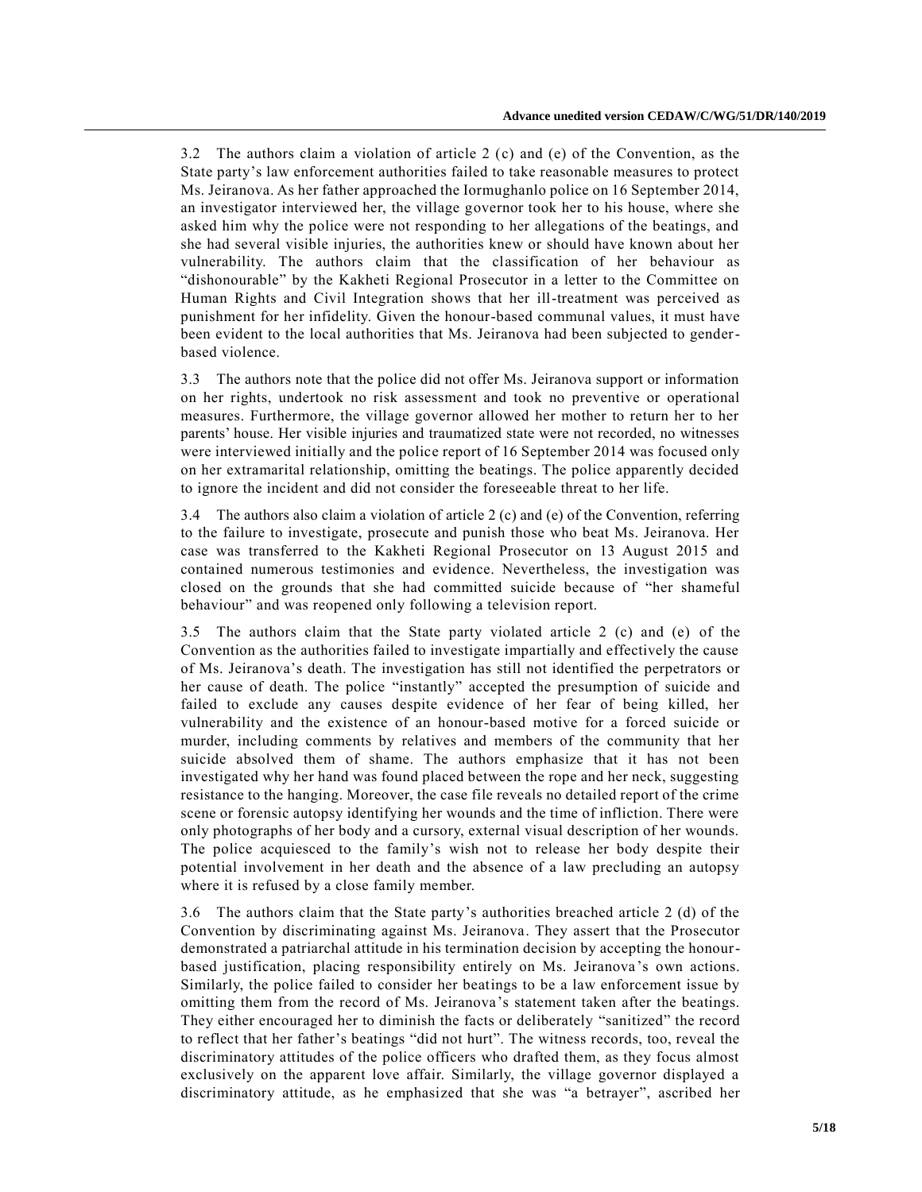3.2 The authors claim a violation of article 2 (c) and (e) of the Convention, as the State party's law enforcement authorities failed to take reasonable measures to protect Ms. Jeiranova. As her father approached the Iormughanlo police on 16 September 2014, an investigator interviewed her, the village governor took her to his house, where she asked him why the police were not responding to her allegations of the beatings, and she had several visible injuries, the authorities knew or should have known about her vulnerability. The authors claim that the classification of her behaviour as "dishonourable" by the Kakheti Regional Prosecutor in a letter to the Committee on Human Rights and Civil Integration shows that her ill-treatment was perceived as punishment for her infidelity. Given the honour-based communal values, it must have been evident to the local authorities that Ms. Jeiranova had been subjected to gender-based violence.

3.3 The authors note that the police did not offer Ms. Jeiranova support or information on her rights, undertook no risk assessment and took no preventive or operational measures. Furthermore, the village governor allowed her mother to return her to her parents' house. Her visible injuries and traumatized state were not recorded, no witnesses were interviewed initially and the police report of 16 September 2014 was focused only on her extramarital relationship, omitting the beatings. The police apparently decided to ignore the incident and did not consider the foreseeable threat to her life.

3.4 The authors also claim a violation of article 2 (c) and (e) of the Convention, referring to the failure to investigate, prosecute and punish those who beat Ms. Jeiranova. Her case was transferred to the Kakheti Regional Prosecutor on 13 August 2015 and contained numerous testimonies and evidence. Nevertheless, the investigation was closed on the grounds that she had committed suicide because of "her shameful behaviour" and was reopened only following a television report.

3.5 The authors claim that the State party violated article 2 (c) and (e) of the Convention as the authorities failed to investigate impartially and effectively the cause of Ms. Jeiranova's death. The investigation has still not identified the perpetrators or her cause of death. The police "instantly" accepted the presumption of suicide and failed to exclude any causes despite evidence of her fear of being killed, her vulnerability and the existence of an honour-based motive for a forced suicide or murder, including comments by relatives and members of the community that her suicide absolved them of shame. The authors emphasize that it has not been investigated why her hand was found placed between the rope and her neck, suggesting resistance to the hanging. Moreover, the case file reveals no detailed report of the crime scene or forensic autopsy identifying her wounds and the time of infliction. There were only photographs of her body and a cursory, external visual description of her wounds. The police acquiesced to the family's wish not to release her body despite their potential involvement in her death and the absence of a law precluding an autopsy where it is refused by a close family member.

3.6 The authors claim that the State party's authorities breached article 2 (d) of the Convention by discriminating against Ms. Jeiranova. They assert that the Prosecutor demonstrated a patriarchal attitude in his termination decision by accepting the honour-based justification, placing responsibility entirely on Ms. Jeiranova's own actions. Similarly, the police failed to consider her beatings to be a law enforcement issue by omitting them from the record of Ms. Jeiranova's statement taken after the beatings. They either encouraged her to diminish the facts or deliberately "sanitized" the record to reflect that her father's beatings "did not hurt". The witness records, too, reveal the discriminatory attitudes of the police officers who drafted them, as they focus almost exclusively on the apparent love affair. Similarly, the village governor displayed a discriminatory attitude, as he emphasized that she was "a betrayer", ascribed her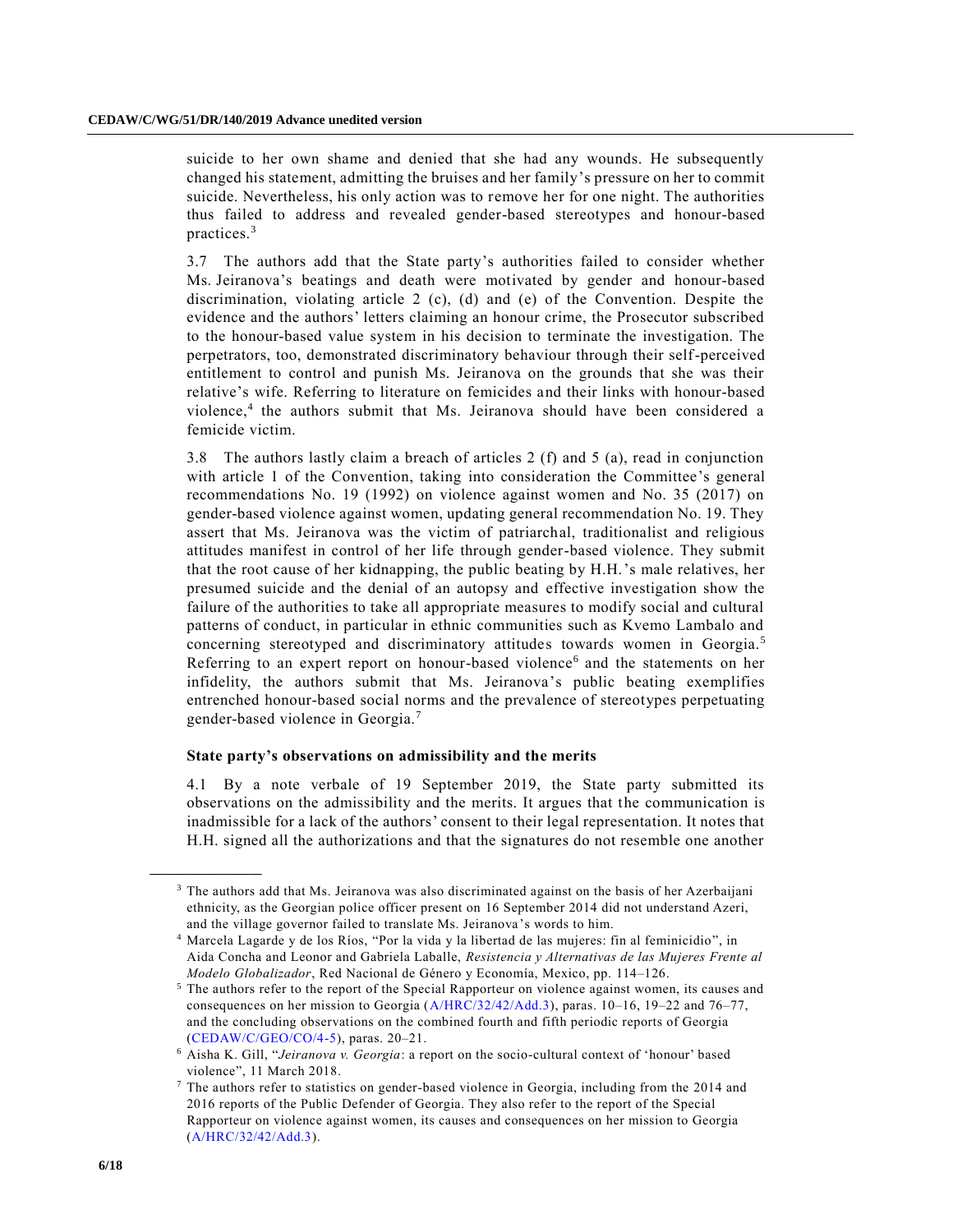suicide to her own shame and denied that she had any wounds. He subsequently changed his statement, admitting the bruises and her family's pressure on her to commit suicide. Nevertheless, his only action was to remove her for one night. The authorities thus failed to address and revealed gender-based stereotypes and honour-based practices.[3]

3.7 The authors add that the State party's authorities failed to consider whether Ms. Jeiranova's beatings and death were motivated by gender and honour-based discrimination, violating article 2 (c), (d) and (e) of the Convention. Despite the evidence and the authors' letters claiming an honour crime, the Prosecutor subscribed to the honour-based value system in his decision to terminate the investigation. The perpetrators, too, demonstrated discriminatory behaviour through their self-perceived entitlement to control and punish Ms. Jeiranova on the grounds that she was their relative's wife. Referring to literature on femicides and their links with honour-based violence,[4] the authors submit that Ms. Jeiranova should have been considered a femicide victim.

3.8 The authors lastly claim a breach of articles 2 (f) and 5 (a), read in conjunction with article 1 of the Convention, taking into consideration the Committee's general recommendations No. 19 (1992) on violence against women and No. 35 (2017) on gender-based violence against women, updating general recommendation No. 19. They assert that Ms. Jeiranova was the victim of patriarchal, traditionalist and religious attitudes manifest in control of her life through gender-based violence. They submit that the root cause of her kidnapping, the public beating by H.H.'s male relatives, her presumed suicide and the denial of an autopsy and effective investigation show the failure of the authorities to take all appropriate measures to modify social and cultural patterns of conduct, in particular in ethnic communities such as Kvemo Lambalo and concerning stereotyped and discriminatory attitudes towards women in Georgia.[5] Referring to an expert report on honour-based violence[6] and the statements on her infidelity, the authors submit that Ms. Jeiranova's public beating exemplifies entrenched honour-based social norms and the prevalence of stereotypes perpetuating gender-based violence in Georgia.[7]

### State party's observations on admissibility and the merits

4.1 By a note verbale of 19 September 2019, the State party submitted its observations on the admissibility and the merits. It argues that the communication is inadmissible for a lack of the authors' consent to their legal representation. It notes that H.H. signed all the authorizations and that the signatures do not resemble one another

---

[3] The authors add that Ms. Jeiranova was also discriminated against on the basis of her Azerbaijani ethnicity, as the Georgian police officer present on 16 September 2014 did not understand Azeri, and the village governor failed to translate Ms. Jeiranova's words to him.

[4] Marcela Lagarde y de los Ríos, "Por la vida y la libertad de las mujeres: fin al feminicidio", in Aida Concha and Leonor and Gabriela Laballe, *Resistencia y Alternativas de las Mujeres Frente al Modelo Globalizador*, Red Nacional de Género y Economía, Mexico, pp. 114–126.

[5] The authors refer to the report of the Special Rapporteur on violence against women, its causes and consequences on her mission to Georgia (A/HRC/32/42/Add.3), paras. 10–16, 19–22 and 76–77, and the concluding observations on the combined fourth and fifth periodic reports of Georgia (CEDAW/C/GEO/CO/4-5), paras. 20–21.

[6] Aisha K. Gill, "*Jeiranova v. Georgia*: a report on the socio-cultural context of 'honour' based violence", 11 March 2018.

[7] The authors refer to statistics on gender-based violence in Georgia, including from the 2014 and 2016 reports of the Public Defender of Georgia. They also refer to the report of the Special Rapporteur on violence against women, its causes and consequences on her mission to Georgia (A/HRC/32/42/Add.3).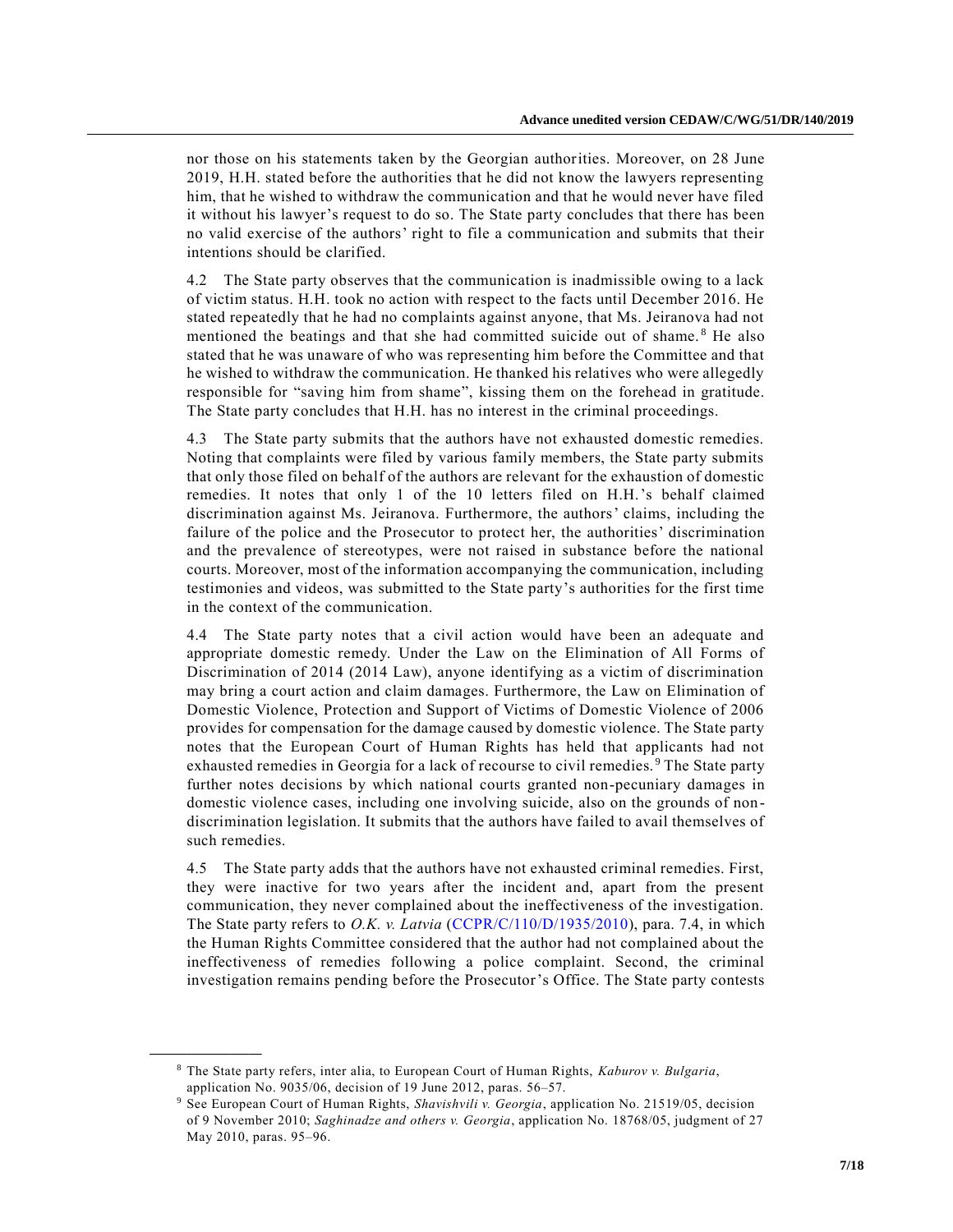nor those on his statements taken by the Georgian authorities. Moreover, on 28 June 2019, H.H. stated before the authorities that he did not know the lawyers representing him, that he wished to withdraw the communication and that he would never have filed it without his lawyer's request to do so. The State party concludes that there has been no valid exercise of the authors' right to file a communication and submits that their intentions should be clarified.

4.2 The State party observes that the communication is inadmissible owing to a lack of victim status. H.H. took no action with respect to the facts until December 2016. He stated repeatedly that he had no complaints against anyone, that Ms. Jeiranova had not mentioned the beatings and that she had committed suicide out of shame.[8] He also stated that he was unaware of who was representing him before the Committee and that he wished to withdraw the communication. He thanked his relatives who were allegedly responsible for "saving him from shame", kissing them on the forehead in gratitude. The State party concludes that H.H. has no interest in the criminal proceedings.

4.3 The State party submits that the authors have not exhausted domestic remedies. Noting that complaints were filed by various family members, the State party submits that only those filed on behalf of the authors are relevant for the exhaustion of domestic remedies. It notes that only 1 of the 10 letters filed on H.H.'s behalf claimed discrimination against Ms. Jeiranova. Furthermore, the authors' claims, including the failure of the police and the Prosecutor to protect her, the authorities' discrimination and the prevalence of stereotypes, were not raised in substance before the national courts. Moreover, most of the information accompanying the communication, including testimonies and videos, was submitted to the State party's authorities for the first time in the context of the communication.

4.4 The State party notes that a civil action would have been an adequate and appropriate domestic remedy. Under the Law on the Elimination of All Forms of Discrimination of 2014 (2014 Law), anyone identifying as a victim of discrimination may bring a court action and claim damages. Furthermore, the Law on Elimination of Domestic Violence, Protection and Support of Victims of Domestic Violence of 2006 provides for compensation for the damage caused by domestic violence. The State party notes that the European Court of Human Rights has held that applicants had not exhausted remedies in Georgia for a lack of recourse to civil remedies.[9] The State party further notes decisions by which national courts granted non-pecuniary damages in domestic violence cases, including one involving suicide, also on the grounds of non-discrimination legislation. It submits that the authors have failed to avail themselves of such remedies.

4.5 The State party adds that the authors have not exhausted criminal remedies. First, they were inactive for two years after the incident and, apart from the present communication, they never complained about the ineffectiveness of the investigation. The State party refers to *O.K. v. Latvia* (CCPR/C/110/D/1935/2010), para. 7.4, in which the Human Rights Committee considered that the author had not complained about the ineffectiveness of remedies following a police complaint. Second, the criminal investigation remains pending before the Prosecutor's Office. The State party contests

---

[8] The State party refers, inter alia, to European Court of Human Rights, *Kaburov v. Bulgaria*, application No. 9035/06, decision of 19 June 2012, paras. 56–57.

[9] See European Court of Human Rights, *Shavishvili v. Georgia*, application No. 21519/05, decision of 9 November 2010; *Saghinadze and others v. Georgia*, application No. 18768/05, judgment of 27 May 2010, paras. 95–96.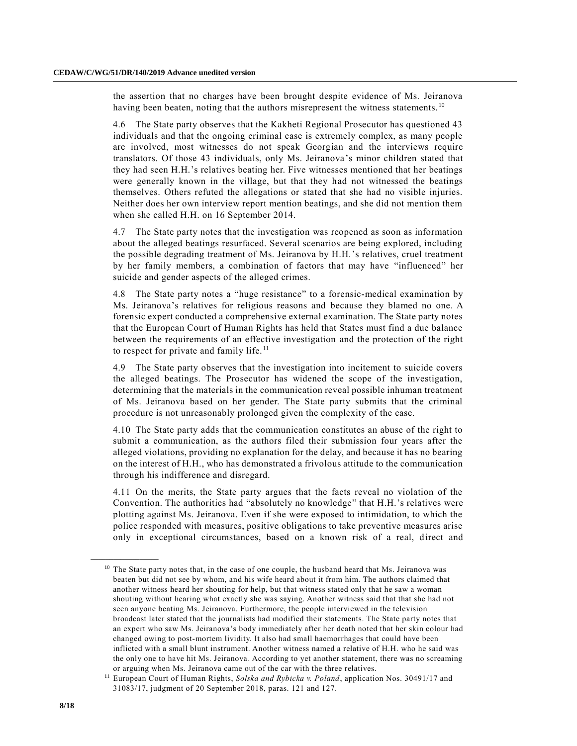the assertion that no charges have been brought despite evidence of Ms. Jeiranova having been beaten, noting that the authors misrepresent the witness statements.[10]

4.6 The State party observes that the Kakheti Regional Prosecutor has questioned 43 individuals and that the ongoing criminal case is extremely complex, as many people are involved, most witnesses do not speak Georgian and the interviews require translators. Of those 43 individuals, only Ms. Jeiranova's minor children stated that they had seen H.H.'s relatives beating her. Five witnesses mentioned that her beatings were generally known in the village, but that they had not witnessed the beatings themselves. Others refuted the allegations or stated that she had no visible injuries. Neither does her own interview report mention beatings, and she did not mention them when she called H.H. on 16 September 2014.

4.7 The State party notes that the investigation was reopened as soon as information about the alleged beatings resurfaced. Several scenarios are being explored, including the possible degrading treatment of Ms. Jeiranova by H.H.'s relatives, cruel treatment by her family members, a combination of factors that may have "influenced" her suicide and gender aspects of the alleged crimes.

4.8 The State party notes a "huge resistance" to a forensic-medical examination by Ms. Jeiranova's relatives for religious reasons and because they blamed no one. A forensic expert conducted a comprehensive external examination. The State party notes that the European Court of Human Rights has held that States must find a due balance between the requirements of an effective investigation and the protection of the right to respect for private and family life.[11]

4.9 The State party observes that the investigation into incitement to suicide covers the alleged beatings. The Prosecutor has widened the scope of the investigation, determining that the materials in the communication reveal possible inhuman treatment of Ms. Jeiranova based on her gender. The State party submits that the criminal procedure is not unreasonably prolonged given the complexity of the case.

4.10 The State party adds that the communication constitutes an abuse of the right to submit a communication, as the authors filed their submission four years after the alleged violations, providing no explanation for the delay, and because it has no bearing on the interest of H.H., who has demonstrated a frivolous attitude to the communication through his indifference and disregard.

4.11 On the merits, the State party argues that the facts reveal no violation of the Convention. The authorities had "absolutely no knowledge" that H.H.'s relatives were plotting against Ms. Jeiranova. Even if she were exposed to intimidation, to which the police responded with measures, positive obligations to take preventive measures arise only in exceptional circumstances, based on a known risk of a real, direct and

---

[10] The State party notes that, in the case of one couple, the husband heard that Ms. Jeiranova was beaten but did not see by whom, and his wife heard about it from him. The authors claimed that another witness heard her shouting for help, but that witness stated only that he saw a woman shouting without hearing what exactly she was saying. Another witness said that that she had not seen anyone beating Ms. Jeiranova. Furthermore, the people interviewed in the television broadcast later stated that the journalists had modified their statements. The State party notes that an expert who saw Ms. Jeiranova's body immediately after her death noted that her skin colour had changed owing to post-mortem lividity. It also had small haemorrhages that could have been inflicted with a small blunt instrument. Another witness named a relative of H.H. who he said was the only one to have hit Ms. Jeiranova. According to yet another statement, there was no screaming or arguing when Ms. Jeiranova came out of the car with the three relatives.

[11] European Court of Human Rights, *Solska and Rybicka v. Poland*, application Nos. 30491/17 and 31083/17, judgment of 20 September 2018, paras. 121 and 127.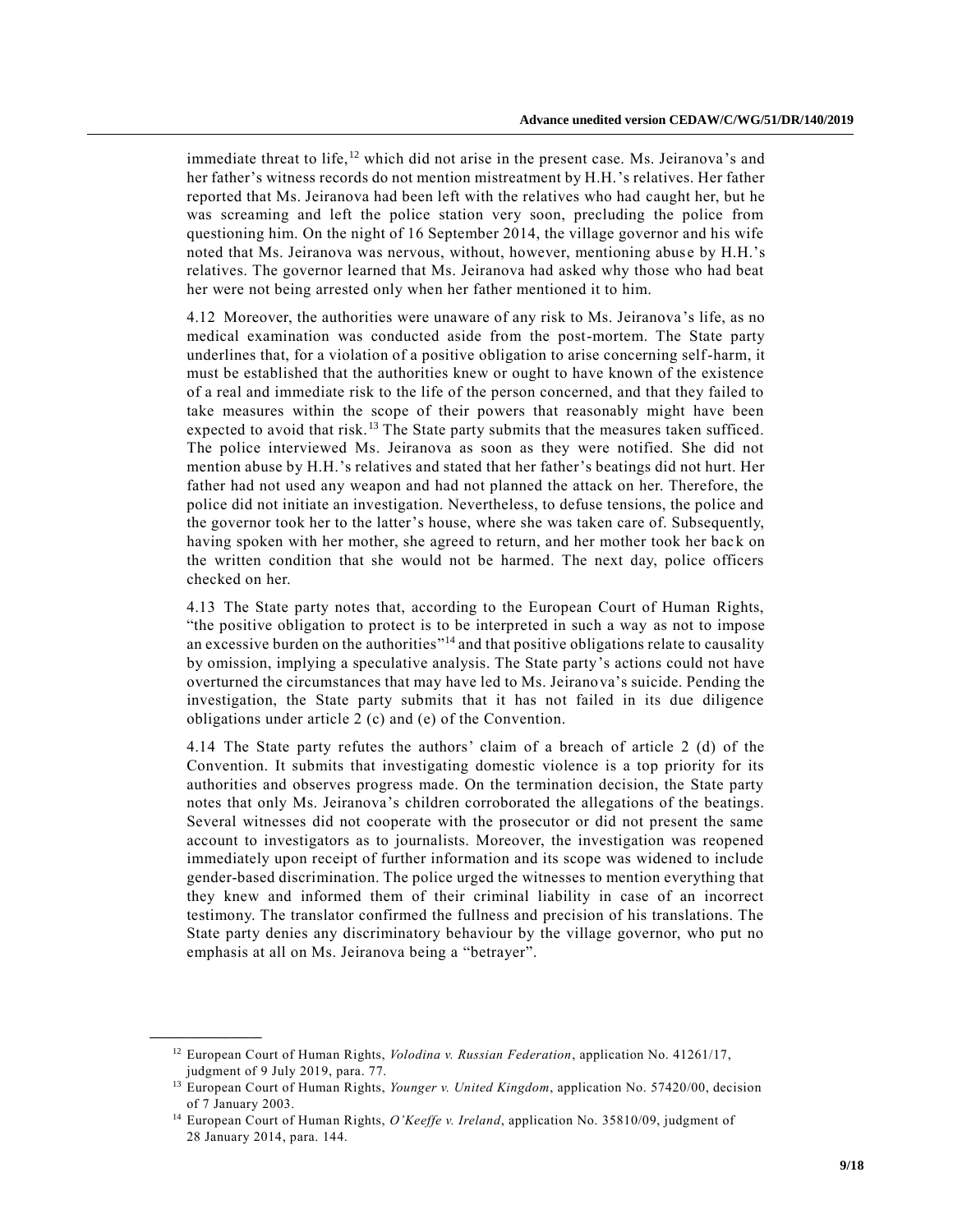immediate threat to life,[12] which did not arise in the present case. Ms. Jeiranova's and her father's witness records do not mention mistreatment by H.H.'s relatives. Her father reported that Ms. Jeiranova had been left with the relatives who had caught her, but he was screaming and left the police station very soon, precluding the police from questioning him. On the night of 16 September 2014, the village governor and his wife noted that Ms. Jeiranova was nervous, without, however, mentioning abuse by H.H.'s relatives. The governor learned that Ms. Jeiranova had asked why those who had beat her were not being arrested only when her father mentioned it to him.

4.12 Moreover, the authorities were unaware of any risk to Ms. Jeiranova's life, as no medical examination was conducted aside from the post-mortem. The State party underlines that, for a violation of a positive obligation to arise concerning self-harm, it must be established that the authorities knew or ought to have known of the existence of a real and immediate risk to the life of the person concerned, and that they failed to take measures within the scope of their powers that reasonably might have been expected to avoid that risk.[13] The State party submits that the measures taken sufficed. The police interviewed Ms. Jeiranova as soon as they were notified. She did not mention abuse by H.H.'s relatives and stated that her father's beatings did not hurt. Her father had not used any weapon and had not planned the attack on her. Therefore, the police did not initiate an investigation. Nevertheless, to defuse tensions, the police and the governor took her to the latter's house, where she was taken care of. Subsequently, having spoken with her mother, she agreed to return, and her mother took her back on the written condition that she would not be harmed. The next day, police officers checked on her.

4.13 The State party notes that, according to the European Court of Human Rights, "the positive obligation to protect is to be interpreted in such a way as not to impose an excessive burden on the authorities"[14] and that positive obligations relate to causality by omission, implying a speculative analysis. The State party's actions could not have overturned the circumstances that may have led to Ms. Jeiranova's suicide. Pending the investigation, the State party submits that it has not failed in its due diligence obligations under article 2 (c) and (e) of the Convention.

4.14 The State party refutes the authors' claim of a breach of article 2 (d) of the Convention. It submits that investigating domestic violence is a top priority for its authorities and observes progress made. On the termination decision, the State party notes that only Ms. Jeiranova's children corroborated the allegations of the beatings. Several witnesses did not cooperate with the prosecutor or did not present the same account to investigators as to journalists. Moreover, the investigation was reopened immediately upon receipt of further information and its scope was widened to include gender-based discrimination. The police urged the witnesses to mention everything that they knew and informed them of their criminal liability in case of an incorrect testimony. The translator confirmed the fullness and precision of his translations. The State party denies any discriminatory behaviour by the village governor, who put no emphasis at all on Ms. Jeiranova being a "betrayer".

---

[12] European Court of Human Rights, *Volodina v. Russian Federation*, application No. 41261/17, judgment of 9 July 2019, para. 77.

[13] European Court of Human Rights, *Younger v. United Kingdom*, application No. 57420/00, decision of 7 January 2003.

[14] European Court of Human Rights, *O'Keeffe v. Ireland*, application No. 35810/09, judgment of 28 January 2014, para. 144.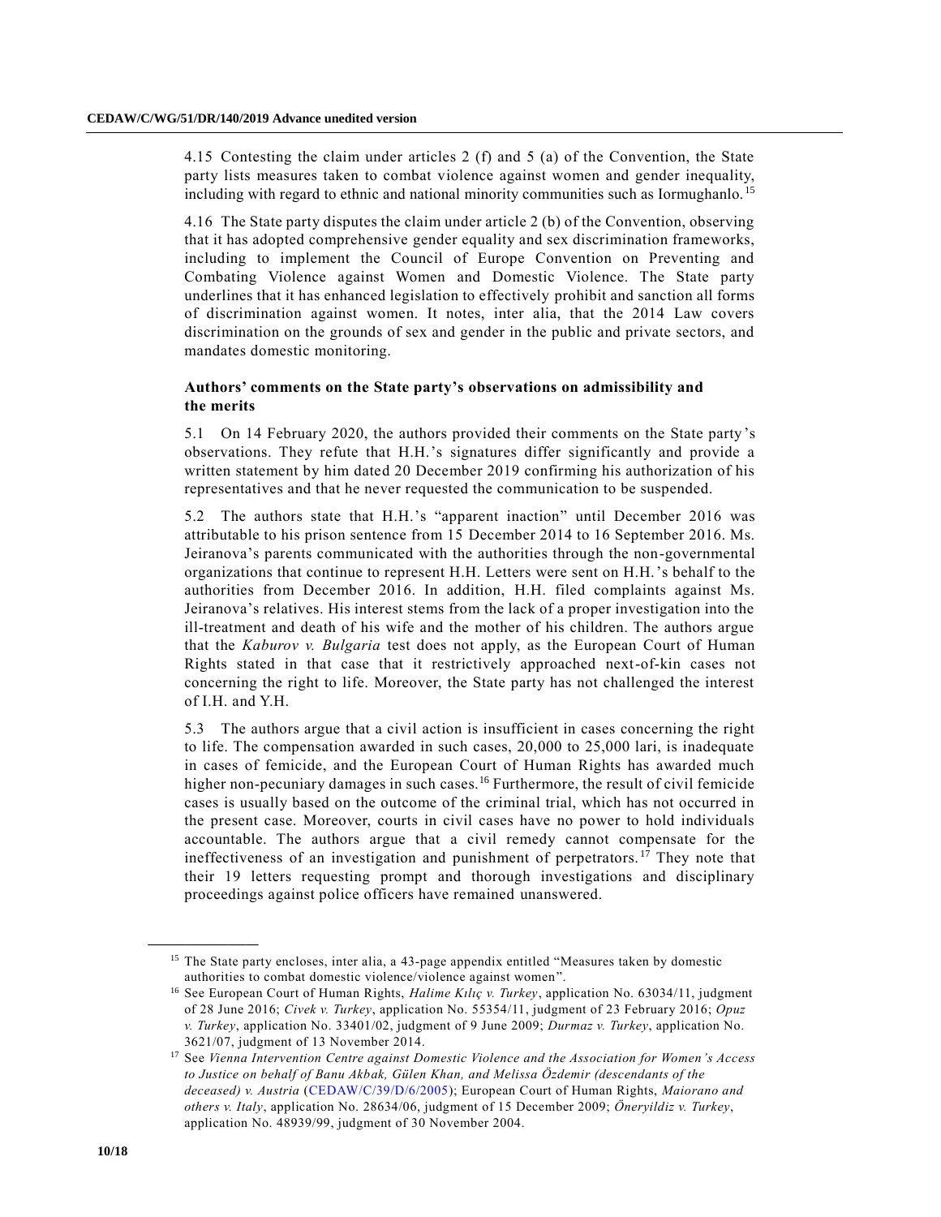4.15 Contesting the claim under articles 2 (f) and 5 (a) of the Convention, the State party lists measures taken to combat violence against women and gender inequality, including with regard to ethnic and national minority communities such as Iormughanlo.[15]

4.16 The State party disputes the claim under article 2 (b) of the Convention, observing that it has adopted comprehensive gender equality and sex discrimination frameworks, including to implement the Council of Europe Convention on Preventing and Combating Violence against Women and Domestic Violence. The State party underlines that it has enhanced legislation to effectively prohibit and sanction all forms of discrimination against women. It notes, inter alia, that the 2014 Law covers discrimination on the grounds of sex and gender in the public and private sectors, and mandates domestic monitoring.

### Authors' comments on the State party's observations on admissibility and the merits

5.1 On 14 February 2020, the authors provided their comments on the State party's observations. They refute that H.H.'s signatures differ significantly and provide a written statement by him dated 20 December 2019 confirming his authorization of his representatives and that he never requested the communication to be suspended.

5.2 The authors state that H.H.'s "apparent inaction" until December 2016 was attributable to his prison sentence from 15 December 2014 to 16 September 2016. Ms. Jeiranova's parents communicated with the authorities through the non-governmental organizations that continue to represent H.H. Letters were sent on H.H.'s behalf to the authorities from December 2016. In addition, H.H. filed complaints against Ms. Jeiranova's relatives. His interest stems from the lack of a proper investigation into the ill-treatment and death of his wife and the mother of his children. The authors argue that the *Kaburov v. Bulgaria* test does not apply, as the European Court of Human Rights stated in that case that it restrictively approached next-of-kin cases not concerning the right to life. Moreover, the State party has not challenged the interest of I.H. and Y.H.

5.3 The authors argue that a civil action is insufficient in cases concerning the right to life. The compensation awarded in such cases, 20,000 to 25,000 lari, is inadequate in cases of femicide, and the European Court of Human Rights has awarded much higher non-pecuniary damages in such cases.[16] Furthermore, the result of civil femicide cases is usually based on the outcome of the criminal trial, which has not occurred in the present case. Moreover, courts in civil cases have no power to hold individuals accountable. The authors argue that a civil remedy cannot compensate for the ineffectiveness of an investigation and punishment of perpetrators.[17] They note that their 19 letters requesting prompt and thorough investigations and disciplinary proceedings against police officers have remained unanswered.

---

[15] The State party encloses, inter alia, a 43-page appendix entitled "Measures taken by domestic authorities to combat domestic violence/violence against women".

[16] See European Court of Human Rights, *Halime Kılıç v. Turkey*, application No. 63034/11, judgment of 28 June 2016; *Civek v. Turkey*, application No. 55354/11, judgment of 23 February 2016; *Opuz v. Turkey*, application No. 33401/02, judgment of 9 June 2009; *Durmaz v. Turkey*, application No. 3621/07, judgment of 13 November 2014.

[17] See *Vienna Intervention Centre against Domestic Violence and the Association for Women's Access to Justice on behalf of Banu Akbak, Gülen Khan, and Melissa Özdemir (descendants of the deceased) v. Austria* (CEDAW/C/39/D/6/2005); European Court of Human Rights, *Maiorano and others v. Italy*, application No. 28634/06, judgment of 15 December 2009; *Öneryildiz v. Turkey*, application No. 48939/99, judgment of 30 November 2004.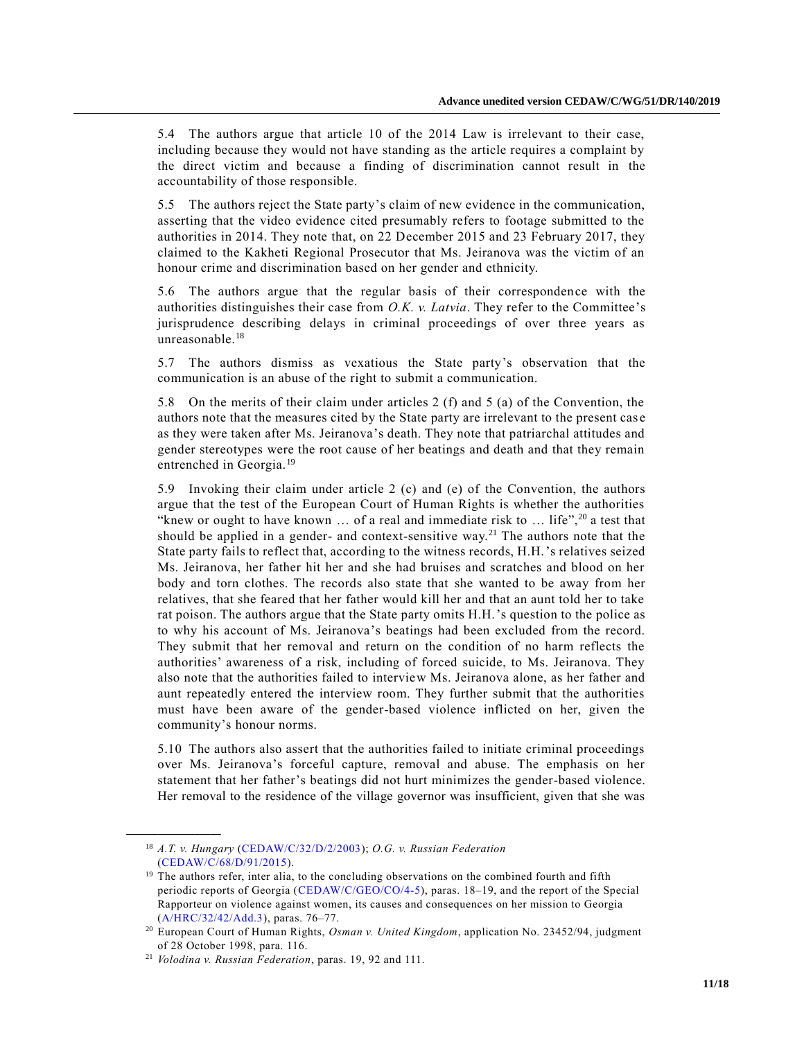5.4 The authors argue that article 10 of the 2014 Law is irrelevant to their case, including because they would not have standing as the article requires a complaint by the direct victim and because a finding of discrimination cannot result in the accountability of those responsible.

5.5 The authors reject the State party's claim of new evidence in the communication, asserting that the video evidence cited presumably refers to footage submitted to the authorities in 2014. They note that, on 22 December 2015 and 23 February 2017, they claimed to the Kakheti Regional Prosecutor that Ms. Jeiranova was the victim of an honour crime and discrimination based on her gender and ethnicity.

5.6 The authors argue that the regular basis of their correspondence with the authorities distinguishes their case from *O.K. v. Latvia*. They refer to the Committee's jurisprudence describing delays in criminal proceedings of over three years as unreasonable.[18]

5.7 The authors dismiss as vexatious the State party's observation that the communication is an abuse of the right to submit a communication.

5.8 On the merits of their claim under articles 2 (f) and 5 (a) of the Convention, the authors note that the measures cited by the State party are irrelevant to the present case as they were taken after Ms. Jeiranova's death. They note that patriarchal attitudes and gender stereotypes were the root cause of her beatings and death and that they remain entrenched in Georgia.[19]

5.9 Invoking their claim under article 2 (c) and (e) of the Convention, the authors argue that the test of the European Court of Human Rights is whether the authorities "knew or ought to have known … of a real and immediate risk to … life",[20] a test that should be applied in a gender- and context-sensitive way.[21] The authors note that the State party fails to reflect that, according to the witness records, H.H.'s relatives seized Ms. Jeiranova, her father hit her and she had bruises and scratches and blood on her body and torn clothes. The records also state that she wanted to be away from her relatives, that she feared that her father would kill her and that an aunt told her to take rat poison. The authors argue that the State party omits H.H.'s question to the police as to why his account of Ms. Jeiranova's beatings had been excluded from the record. They submit that her removal and return on the condition of no harm reflects the authorities' awareness of a risk, including of forced suicide, to Ms. Jeiranova. They also note that the authorities failed to interview Ms. Jeiranova alone, as her father and aunt repeatedly entered the interview room. They further submit that the authorities must have been aware of the gender-based violence inflicted on her, given the community's honour norms.

5.10 The authors also assert that the authorities failed to initiate criminal proceedings over Ms. Jeiranova's forceful capture, removal and abuse. The emphasis on her statement that her father's beatings did not hurt minimizes the gender-based violence. Her removal to the residence of the village governor was insufficient, given that she was

---

[18] *A.T. v. Hungary* (CEDAW/C/32/D/2/2003); *O.G. v. Russian Federation* (CEDAW/C/68/D/91/2015).

[19] The authors refer, inter alia, to the concluding observations on the combined fourth and fifth periodic reports of Georgia (CEDAW/C/GEO/CO/4-5), paras. 18–19, and the report of the Special Rapporteur on violence against women, its causes and consequences on her mission to Georgia (A/HRC/32/42/Add.3), paras. 76–77.

[20] European Court of Human Rights, *Osman v. United Kingdom*, application No. 23452/94, judgment of 28 October 1998, para. 116.

[21] *Volodina v. Russian Federation*, paras. 19, 92 and 111.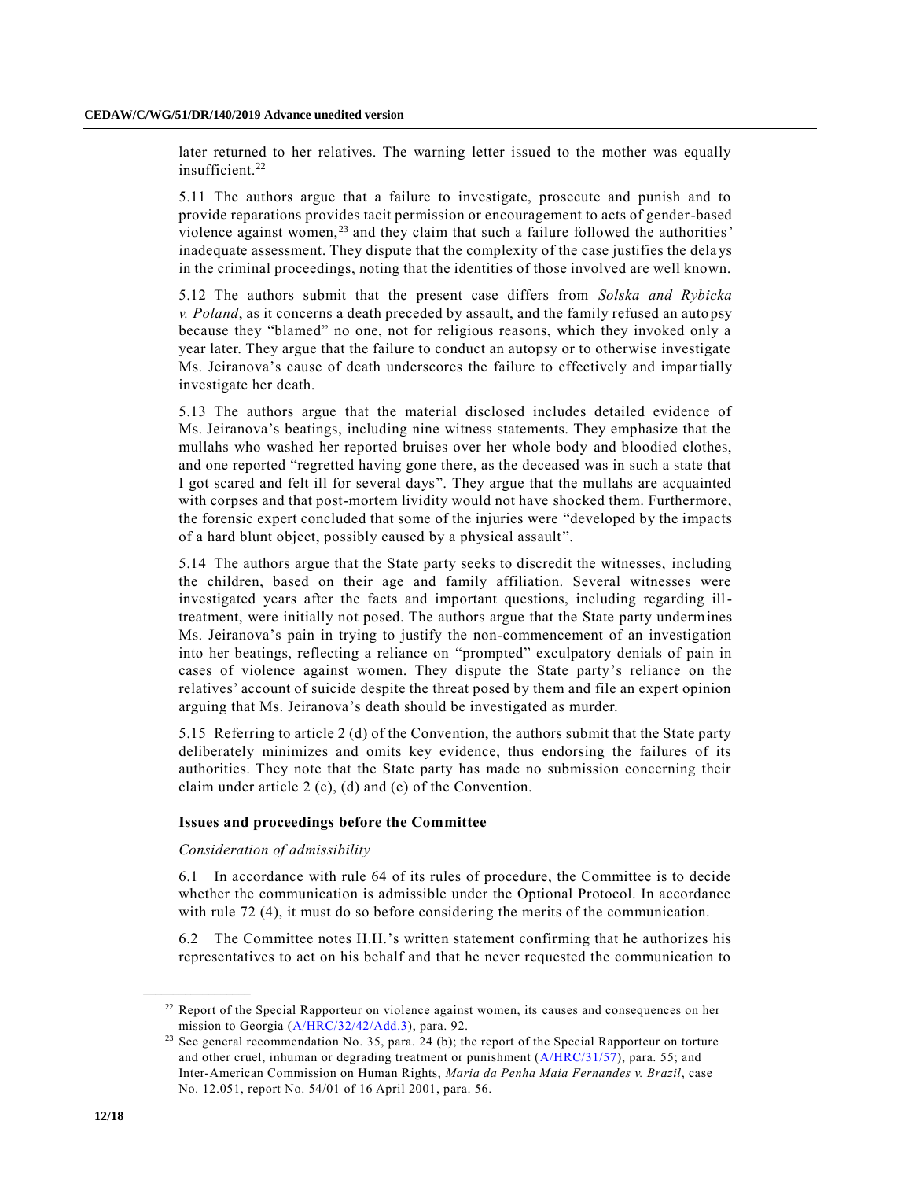later returned to her relatives. The warning letter issued to the mother was equally insufficient.[22]

5.11 The authors argue that a failure to investigate, prosecute and punish and to provide reparations provides tacit permission or encouragement to acts of gender-based violence against women,[23] and they claim that such a failure followed the authorities' inadequate assessment. They dispute that the complexity of the case justifies the delays in the criminal proceedings, noting that the identities of those involved are well known.

5.12 The authors submit that the present case differs from *Solska and Rybicka v. Poland*, as it concerns a death preceded by assault, and the family refused an autopsy because they "blamed" no one, not for religious reasons, which they invoked only a year later. They argue that the failure to conduct an autopsy or to otherwise investigate Ms. Jeiranova's cause of death underscores the failure to effectively and impartially investigate her death.

5.13 The authors argue that the material disclosed includes detailed evidence of Ms. Jeiranova's beatings, including nine witness statements. They emphasize that the mullahs who washed her reported bruises over her whole body and bloodied clothes, and one reported "regretted having gone there, as the deceased was in such a state that I got scared and felt ill for several days". They argue that the mullahs are acquainted with corpses and that post-mortem lividity would not have shocked them. Furthermore, the forensic expert concluded that some of the injuries were "developed by the impacts of a hard blunt object, possibly caused by a physical assault".

5.14 The authors argue that the State party seeks to discredit the witnesses, including the children, based on their age and family affiliation. Several witnesses were investigated years after the facts and important questions, including regarding ill-treatment, were initially not posed. The authors argue that the State party undermines Ms. Jeiranova's pain in trying to justify the non-commencement of an investigation into her beatings, reflecting a reliance on "prompted" exculpatory denials of pain in cases of violence against women. They dispute the State party's reliance on the relatives' account of suicide despite the threat posed by them and file an expert opinion arguing that Ms. Jeiranova's death should be investigated as murder.

5.15 Referring to article 2 (d) of the Convention, the authors submit that the State party deliberately minimizes and omits key evidence, thus endorsing the failures of its authorities. They note that the State party has made no submission concerning their claim under article 2 (c), (d) and (e) of the Convention.

**Issues and proceedings before the Committee**

*Consideration of admissibility*

6.1 In accordance with rule 64 of its rules of procedure, the Committee is to decide whether the communication is admissible under the Optional Protocol. In accordance with rule 72 (4), it must do so before considering the merits of the communication.

6.2 The Committee notes H.H.'s written statement confirming that he authorizes his representatives to act on his behalf and that he never requested the communication to

[22] Report of the Special Rapporteur on violence against women, its causes and consequences on her mission to Georgia (A/HRC/32/42/Add.3), para. 92.

[23] See general recommendation No. 35, para. 24 (b); the report of the Special Rapporteur on torture and other cruel, inhuman or degrading treatment or punishment (A/HRC/31/57), para. 55; and Inter-American Commission on Human Rights, *Maria da Penha Maia Fernandes v. Brazil*, case No. 12.051, report No. 54/01 of 16 April 2001, para. 56.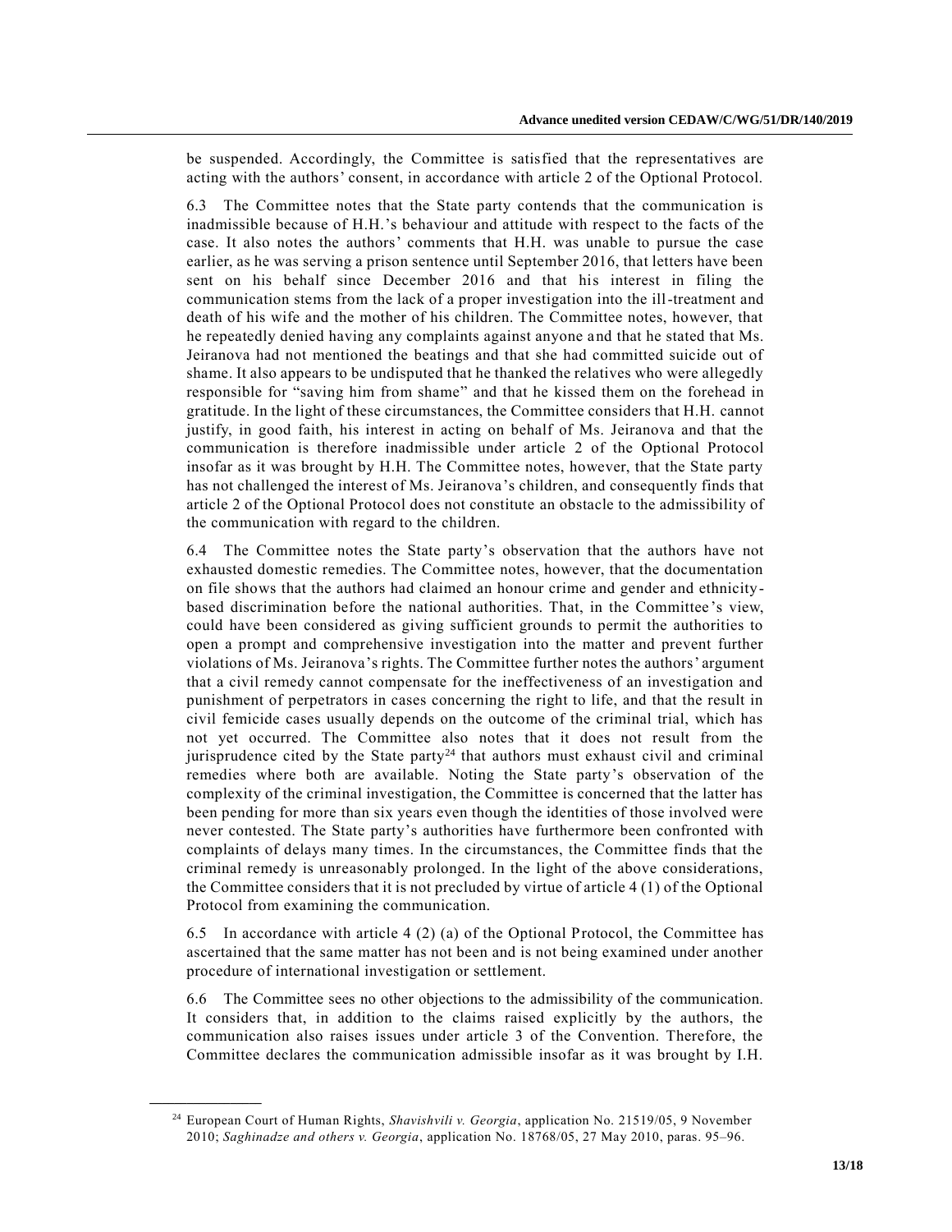be suspended. Accordingly, the Committee is satisfied that the representatives are acting with the authors' consent, in accordance with article 2 of the Optional Protocol.

6.3 The Committee notes that the State party contends that the communication is inadmissible because of H.H.'s behaviour and attitude with respect to the facts of the case. It also notes the authors' comments that H.H. was unable to pursue the case earlier, as he was serving a prison sentence until September 2016, that letters have been sent on his behalf since December 2016 and that his interest in filing the communication stems from the lack of a proper investigation into the ill-treatment and death of his wife and the mother of his children. The Committee notes, however, that he repeatedly denied having any complaints against anyone and that he stated that Ms. Jeiranova had not mentioned the beatings and that she had committed suicide out of shame. It also appears to be undisputed that he thanked the relatives who were allegedly responsible for "saving him from shame" and that he kissed them on the forehead in gratitude. In the light of these circumstances, the Committee considers that H.H. cannot justify, in good faith, his interest in acting on behalf of Ms. Jeiranova and that the communication is therefore inadmissible under article 2 of the Optional Protocol insofar as it was brought by H.H. The Committee notes, however, that the State party has not challenged the interest of Ms. Jeiranova's children, and consequently finds that article 2 of the Optional Protocol does not constitute an obstacle to the admissibility of the communication with regard to the children.

6.4 The Committee notes the State party's observation that the authors have not exhausted domestic remedies. The Committee notes, however, that the documentation on file shows that the authors had claimed an honour crime and gender and ethnicity-based discrimination before the national authorities. That, in the Committee's view, could have been considered as giving sufficient grounds to permit the authorities to open a prompt and comprehensive investigation into the matter and prevent further violations of Ms. Jeiranova's rights. The Committee further notes the authors' argument that a civil remedy cannot compensate for the ineffectiveness of an investigation and punishment of perpetrators in cases concerning the right to life, and that the result in civil femicide cases usually depends on the outcome of the criminal trial, which has not yet occurred. The Committee also notes that it does not result from the jurisprudence cited by the State party[24] that authors must exhaust civil and criminal remedies where both are available. Noting the State party's observation of the complexity of the criminal investigation, the Committee is concerned that the latter has been pending for more than six years even though the identities of those involved were never contested. The State party's authorities have furthermore been confronted with complaints of delays many times. In the circumstances, the Committee finds that the criminal remedy is unreasonably prolonged. In the light of the above considerations, the Committee considers that it is not precluded by virtue of article 4 (1) of the Optional Protocol from examining the communication.

6.5 In accordance with article 4 (2) (a) of the Optional Protocol, the Committee has ascertained that the same matter has not been and is not being examined under another procedure of international investigation or settlement.

6.6 The Committee sees no other objections to the admissibility of the communication. It considers that, in addition to the claims raised explicitly by the authors, the communication also raises issues under article 3 of the Convention. Therefore, the Committee declares the communication admissible insofar as it was brought by I.H.

---

[24] European Court of Human Rights, *Shavishvili v. Georgia*, application No. 21519/05, 9 November 2010; *Saghinadze and others v. Georgia*, application No. 18768/05, 27 May 2010, paras. 95–96.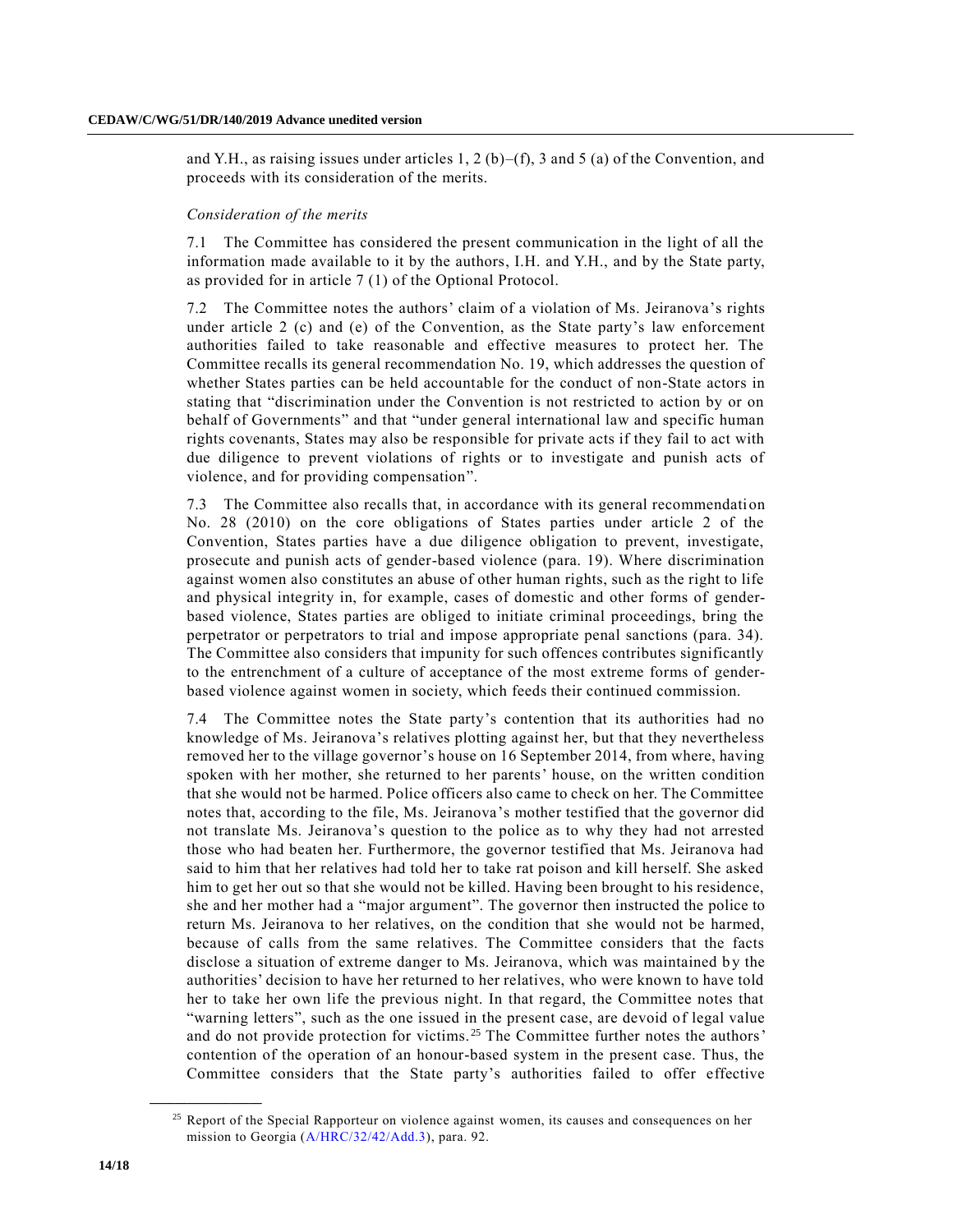and Y.H., as raising issues under articles 1, 2 (b)–(f), 3 and 5 (a) of the Convention, and proceeds with its consideration of the merits.

*Consideration of the merits*

7.1 The Committee has considered the present communication in the light of all the information made available to it by the authors, I.H. and Y.H., and by the State party, as provided for in article 7 (1) of the Optional Protocol.

7.2 The Committee notes the authors' claim of a violation of Ms. Jeiranova's rights under article 2 (c) and (e) of the Convention, as the State party's law enforcement authorities failed to take reasonable and effective measures to protect her. The Committee recalls its general recommendation No. 19, which addresses the question of whether States parties can be held accountable for the conduct of non-State actors in stating that "discrimination under the Convention is not restricted to action by or on behalf of Governments" and that "under general international law and specific human rights covenants, States may also be responsible for private acts if they fail to act with due diligence to prevent violations of rights or to investigate and punish acts of violence, and for providing compensation".

7.3 The Committee also recalls that, in accordance with its general recommendation No. 28 (2010) on the core obligations of States parties under article 2 of the Convention, States parties have a due diligence obligation to prevent, investigate, prosecute and punish acts of gender-based violence (para. 19). Where discrimination against women also constitutes an abuse of other human rights, such as the right to life and physical integrity in, for example, cases of domestic and other forms of gender-based violence, States parties are obliged to initiate criminal proceedings, bring the perpetrator or perpetrators to trial and impose appropriate penal sanctions (para. 34). The Committee also considers that impunity for such offences contributes significantly to the entrenchment of a culture of acceptance of the most extreme forms of gender-based violence against women in society, which feeds their continued commission.

7.4 The Committee notes the State party's contention that its authorities had no knowledge of Ms. Jeiranova's relatives plotting against her, but that they nevertheless removed her to the village governor's house on 16 September 2014, from where, having spoken with her mother, she returned to her parents' house, on the written condition that she would not be harmed. Police officers also came to check on her. The Committee notes that, according to the file, Ms. Jeiranova's mother testified that the governor did not translate Ms. Jeiranova's question to the police as to why they had not arrested those who had beaten her. Furthermore, the governor testified that Ms. Jeiranova had said to him that her relatives had told her to take rat poison and kill herself. She asked him to get her out so that she would not be killed. Having been brought to his residence, she and her mother had a "major argument". The governor then instructed the police to return Ms. Jeiranova to her relatives, on the condition that she would not be harmed, because of calls from the same relatives. The Committee considers that the facts disclose a situation of extreme danger to Ms. Jeiranova, which was maintained by the authorities' decision to have her returned to her relatives, who were known to have told her to take her own life the previous night. In that regard, the Committee notes that "warning letters", such as the one issued in the present case, are devoid of legal value and do not provide protection for victims.[25] The Committee further notes the authors' contention of the operation of an honour-based system in the present case. Thus, the Committee considers that the State party's authorities failed to offer effective

[25] Report of the Special Rapporteur on violence against women, its causes and consequences on her mission to Georgia (A/HRC/32/42/Add.3), para. 92.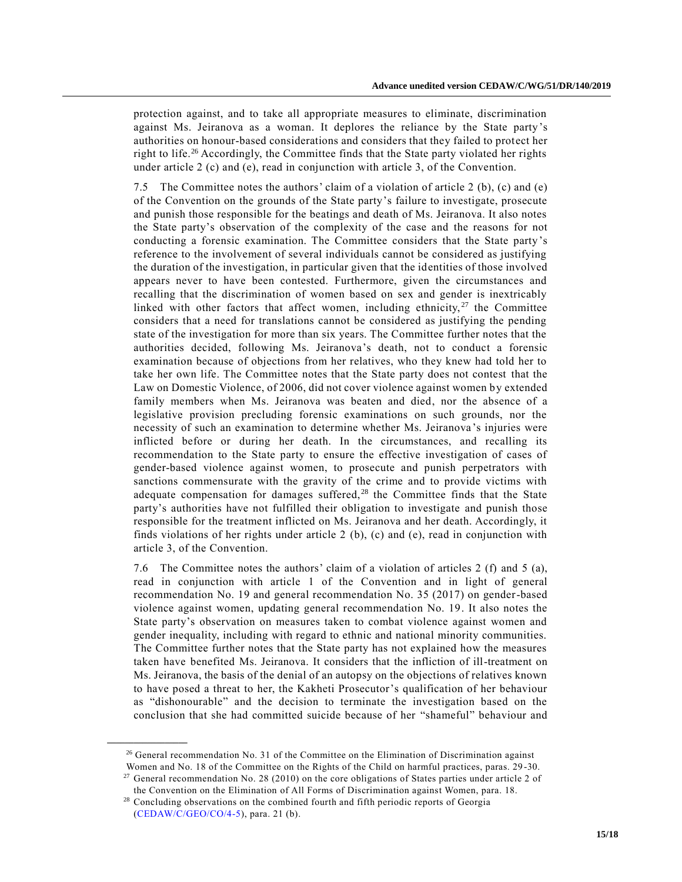protection against, and to take all appropriate measures to eliminate, discrimination against Ms. Jeiranova as a woman. It deplores the reliance by the State party's authorities on honour-based considerations and considers that they failed to protect her right to life.[26] Accordingly, the Committee finds that the State party violated her rights under article 2 (c) and (e), read in conjunction with article 3, of the Convention.

7.5 The Committee notes the authors' claim of a violation of article 2 (b), (c) and (e) of the Convention on the grounds of the State party's failure to investigate, prosecute and punish those responsible for the beatings and death of Ms. Jeiranova. It also notes the State party's observation of the complexity of the case and the reasons for not conducting a forensic examination. The Committee considers that the State party's reference to the involvement of several individuals cannot be considered as justifying the duration of the investigation, in particular given that the identities of those involved appears never to have been contested. Furthermore, given the circumstances and recalling that the discrimination of women based on sex and gender is inextricably linked with other factors that affect women, including ethnicity,[27] the Committee considers that a need for translations cannot be considered as justifying the pending state of the investigation for more than six years. The Committee further notes that the authorities decided, following Ms. Jeiranova's death, not to conduct a forensic examination because of objections from her relatives, who they knew had told her to take her own life. The Committee notes that the State party does not contest that the Law on Domestic Violence, of 2006, did not cover violence against women by extended family members when Ms. Jeiranova was beaten and died, nor the absence of a legislative provision precluding forensic examinations on such grounds, nor the necessity of such an examination to determine whether Ms. Jeiranova's injuries were inflicted before or during her death. In the circumstances, and recalling its recommendation to the State party to ensure the effective investigation of cases of gender-based violence against women, to prosecute and punish perpetrators with sanctions commensurate with the gravity of the crime and to provide victims with adequate compensation for damages suffered,[28] the Committee finds that the State party's authorities have not fulfilled their obligation to investigate and punish those responsible for the treatment inflicted on Ms. Jeiranova and her death. Accordingly, it finds violations of her rights under article 2 (b), (c) and (e), read in conjunction with article 3, of the Convention.

7.6 The Committee notes the authors' claim of a violation of articles 2 (f) and 5 (a), read in conjunction with article 1 of the Convention and in light of general recommendation No. 19 and general recommendation No. 35 (2017) on gender-based violence against women, updating general recommendation No. 19. It also notes the State party's observation on measures taken to combat violence against women and gender inequality, including with regard to ethnic and national minority communities. The Committee further notes that the State party has not explained how the measures taken have benefited Ms. Jeiranova. It considers that the infliction of ill-treatment on Ms. Jeiranova, the basis of the denial of an autopsy on the objections of relatives known to have posed a threat to her, the Kakheti Prosecutor's qualification of her behaviour as "dishonourable" and the decision to terminate the investigation based on the conclusion that she had committed suicide because of her "shameful" behaviour and

[26] General recommendation No. 31 of the Committee on the Elimination of Discrimination against Women and No. 18 of the Committee on the Rights of the Child on harmful practices, paras. 29-30.

[27] General recommendation No. 28 (2010) on the core obligations of States parties under article 2 of the Convention on the Elimination of All Forms of Discrimination against Women, para. 18.

[28] Concluding observations on the combined fourth and fifth periodic reports of Georgia (CEDAW/C/GEO/CO/4-5), para. 21 (b).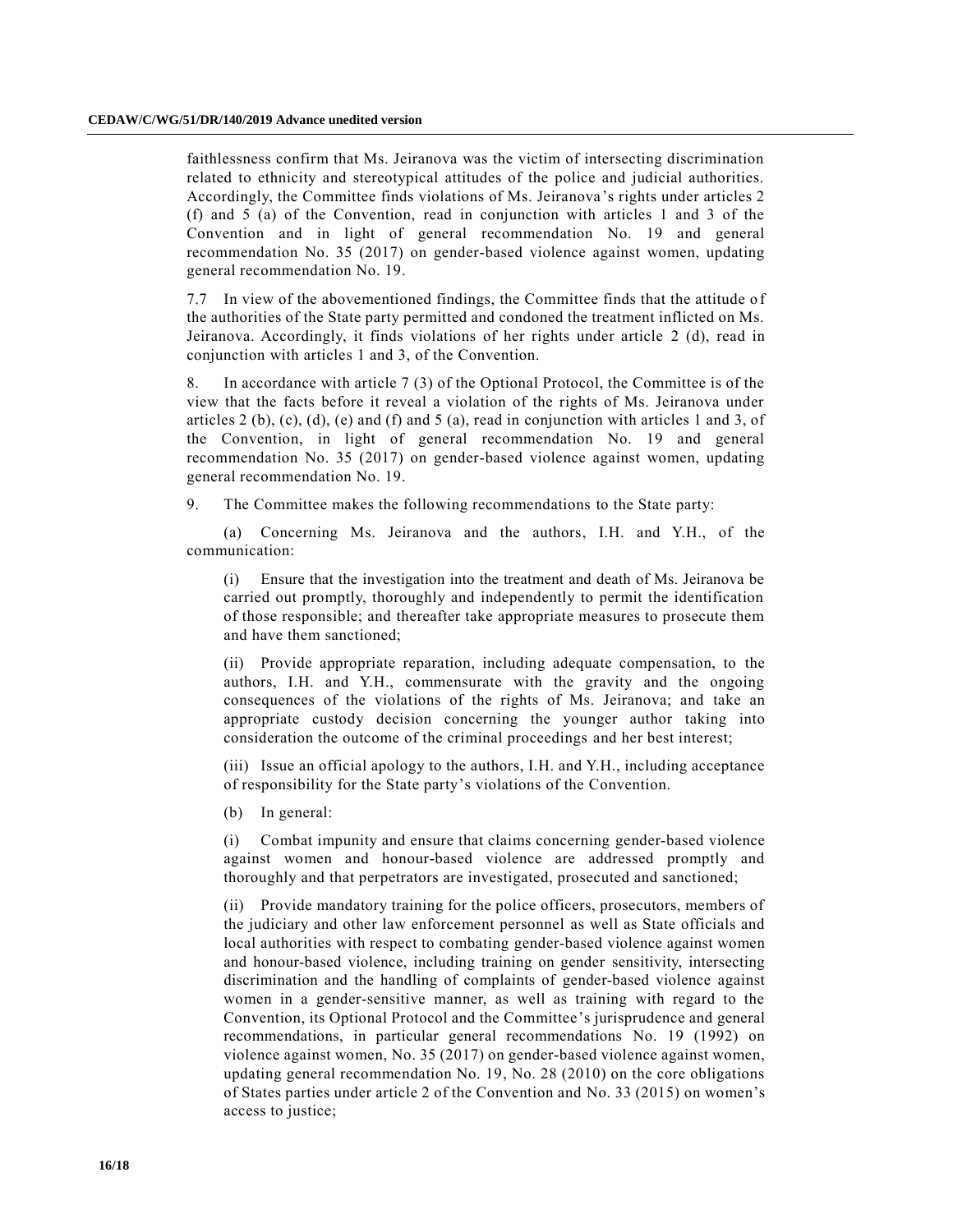faithlessness confirm that Ms. Jeiranova was the victim of intersecting discrimination related to ethnicity and stereotypical attitudes of the police and judicial authorities. Accordingly, the Committee finds violations of Ms. Jeiranova's rights under articles 2 (f) and 5 (a) of the Convention, read in conjunction with articles 1 and 3 of the Convention and in light of general recommendation No. 19 and general recommendation No. 35 (2017) on gender-based violence against women, updating general recommendation No. 19.

7.7 In view of the abovementioned findings, the Committee finds that the attitude of the authorities of the State party permitted and condoned the treatment inflicted on Ms. Jeiranova. Accordingly, it finds violations of her rights under article 2 (d), read in conjunction with articles 1 and 3, of the Convention.

8. In accordance with article 7 (3) of the Optional Protocol, the Committee is of the view that the facts before it reveal a violation of the rights of Ms. Jeiranova under articles 2 (b), (c), (d), (e) and (f) and 5 (a), read in conjunction with articles 1 and 3, of the Convention, in light of general recommendation No. 19 and general recommendation No. 35 (2017) on gender-based violence against women, updating general recommendation No. 19.

9. The Committee makes the following recommendations to the State party:

(a) Concerning Ms. Jeiranova and the authors, I.H. and Y.H., of the communication:

(i) Ensure that the investigation into the treatment and death of Ms. Jeiranova be carried out promptly, thoroughly and independently to permit the identification of those responsible; and thereafter take appropriate measures to prosecute them and have them sanctioned;

(ii) Provide appropriate reparation, including adequate compensation, to the authors, I.H. and Y.H., commensurate with the gravity and the ongoing consequences of the violations of the rights of Ms. Jeiranova; and take an appropriate custody decision concerning the younger author taking into consideration the outcome of the criminal proceedings and her best interest;

(iii) Issue an official apology to the authors, I.H. and Y.H., including acceptance of responsibility for the State party's violations of the Convention.

(b) In general:

(i) Combat impunity and ensure that claims concerning gender-based violence against women and honour-based violence are addressed promptly and thoroughly and that perpetrators are investigated, prosecuted and sanctioned;

(ii) Provide mandatory training for the police officers, prosecutors, members of the judiciary and other law enforcement personnel as well as State officials and local authorities with respect to combating gender-based violence against women and honour-based violence, including training on gender sensitivity, intersecting discrimination and the handling of complaints of gender-based violence against women in a gender-sensitive manner, as well as training with regard to the Convention, its Optional Protocol and the Committee's jurisprudence and general recommendations, in particular general recommendations No. 19 (1992) on violence against women, No. 35 (2017) on gender-based violence against women, updating general recommendation No. 19, No. 28 (2010) on the core obligations of States parties under article 2 of the Convention and No. 33 (2015) on women's access to justice;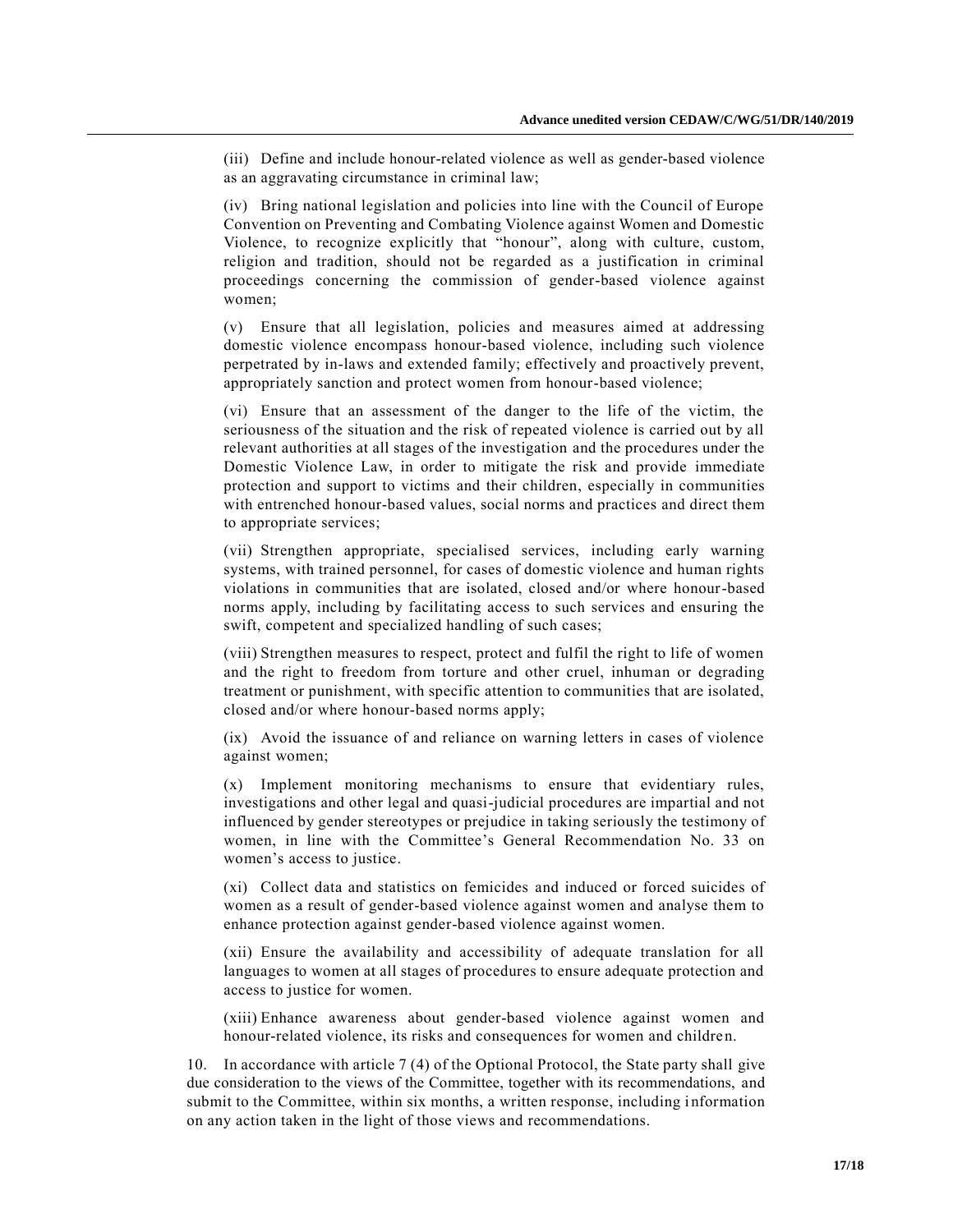(iii) Define and include honour-related violence as well as gender-based violence as an aggravating circumstance in criminal law;

(iv) Bring national legislation and policies into line with the Council of Europe Convention on Preventing and Combating Violence against Women and Domestic Violence, to recognize explicitly that "honour", along with culture, custom, religion and tradition, should not be regarded as a justification in criminal proceedings concerning the commission of gender-based violence against women;

(v) Ensure that all legislation, policies and measures aimed at addressing domestic violence encompass honour-based violence, including such violence perpetrated by in-laws and extended family; effectively and proactively prevent, appropriately sanction and protect women from honour-based violence;

(vi) Ensure that an assessment of the danger to the life of the victim, the seriousness of the situation and the risk of repeated violence is carried out by all relevant authorities at all stages of the investigation and the procedures under the Domestic Violence Law, in order to mitigate the risk and provide immediate protection and support to victims and their children, especially in communities with entrenched honour-based values, social norms and practices and direct them to appropriate services;

(vii) Strengthen appropriate, specialised services, including early warning systems, with trained personnel, for cases of domestic violence and human rights violations in communities that are isolated, closed and/or where honour-based norms apply, including by facilitating access to such services and ensuring the swift, competent and specialized handling of such cases;

(viii) Strengthen measures to respect, protect and fulfil the right to life of women and the right to freedom from torture and other cruel, inhuman or degrading treatment or punishment, with specific attention to communities that are isolated, closed and/or where honour-based norms apply;

(ix) Avoid the issuance of and reliance on warning letters in cases of violence against women;

(x) Implement monitoring mechanisms to ensure that evidentiary rules, investigations and other legal and quasi-judicial procedures are impartial and not influenced by gender stereotypes or prejudice in taking seriously the testimony of women, in line with the Committee's General Recommendation No. 33 on women's access to justice.

(xi) Collect data and statistics on femicides and induced or forced suicides of women as a result of gender-based violence against women and analyse them to enhance protection against gender-based violence against women.

(xii) Ensure the availability and accessibility of adequate translation for all languages to women at all stages of procedures to ensure adequate protection and access to justice for women.

(xiii) Enhance awareness about gender-based violence against women and honour-related violence, its risks and consequences for women and children.

10. In accordance with article 7 (4) of the Optional Protocol, the State party shall give due consideration to the views of the Committee, together with its recommendations, and submit to the Committee, within six months, a written response, including information on any action taken in the light of those views and recommendations.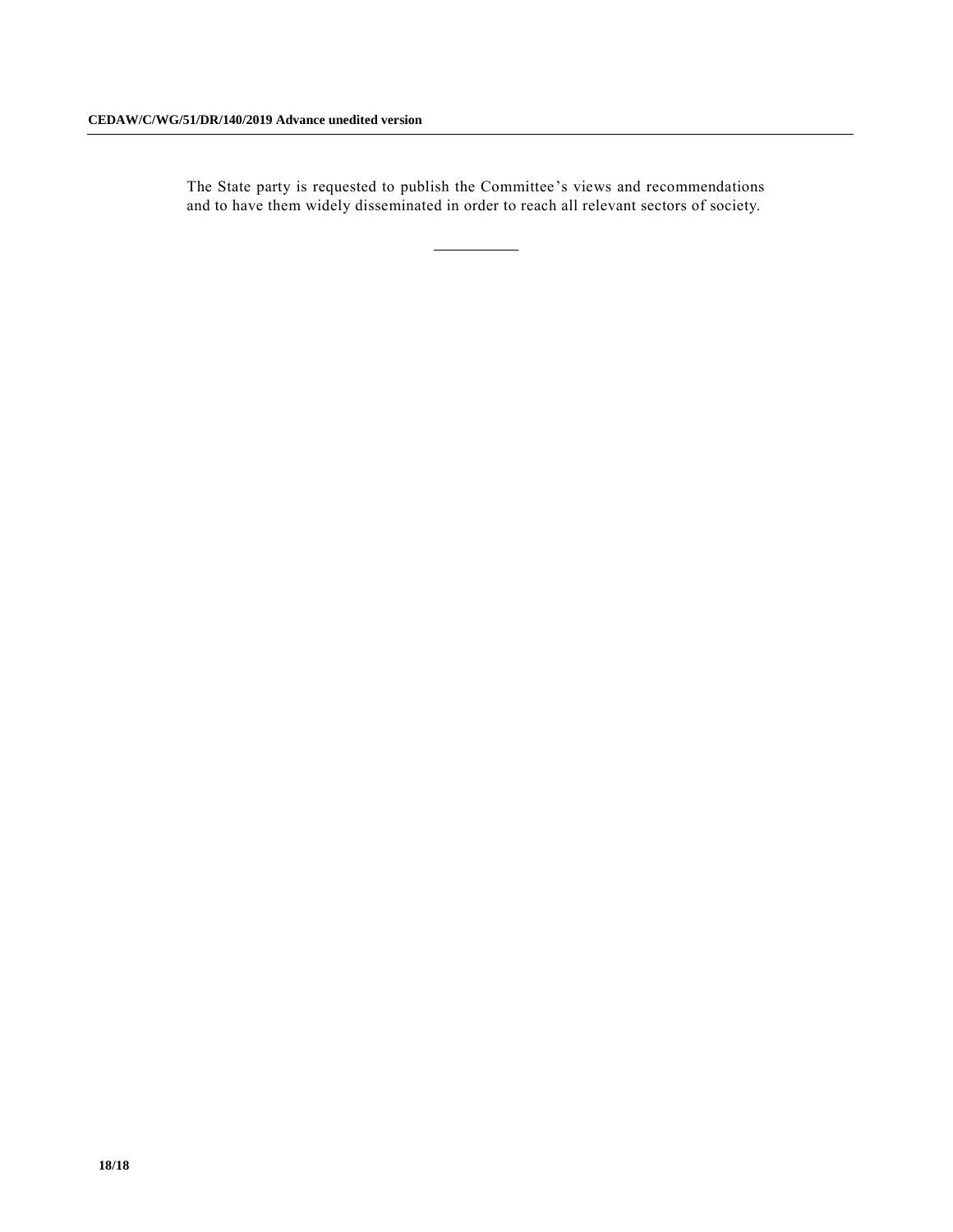The State party is requested to publish the Committee's views and recommendations and to have them widely disseminated in order to reach all relevant sectors of society.